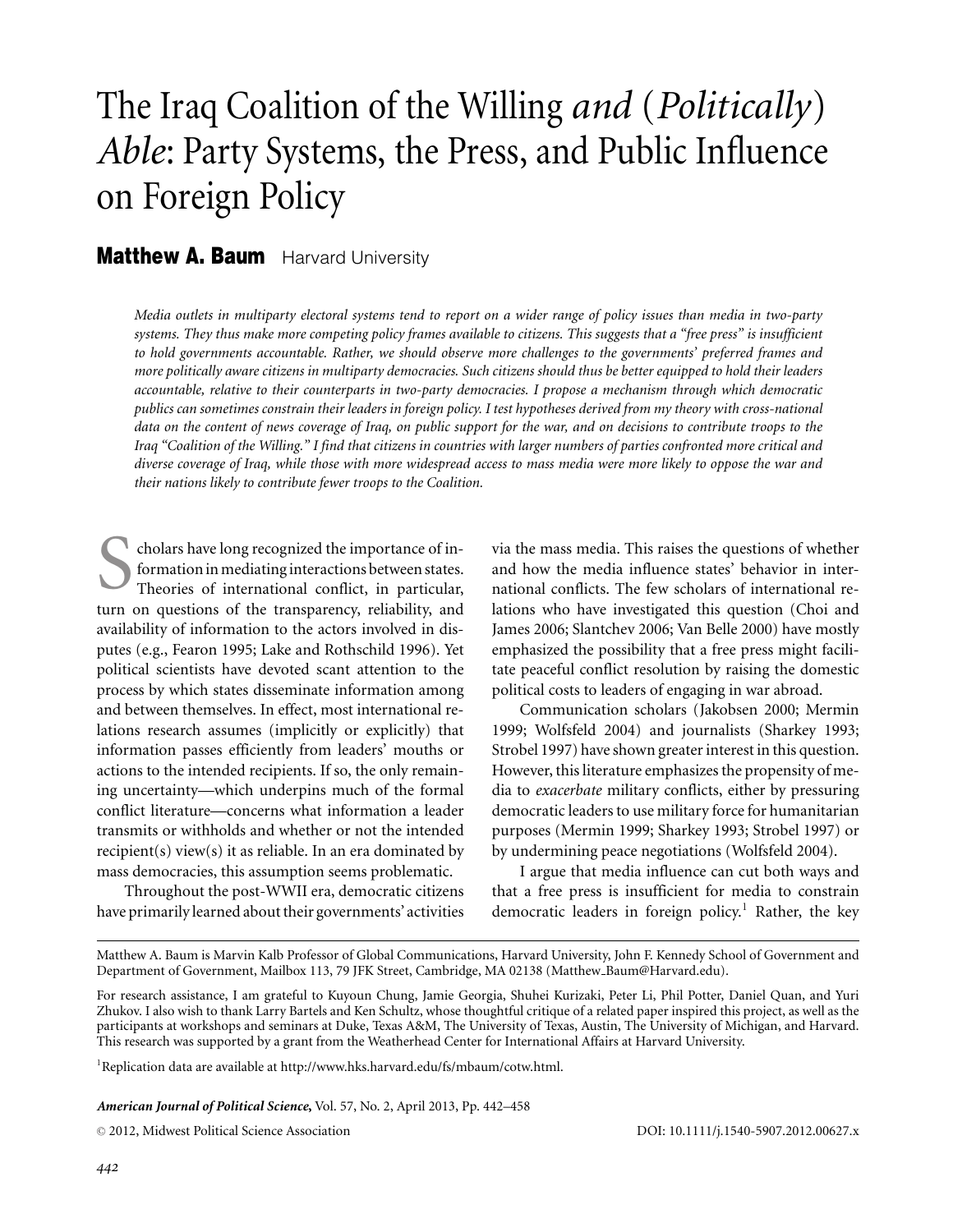# The Iraq Coalition of the Willing *and* (*Politically*) *Able*: Party Systems, the Press, and Public Influence on Foreign Policy

**Matthew A. Baum** Harvard University

*Media outlets in multiparty electoral systems tend to report on a wider range of policy issues than media in two-party systems. They thus make more competing policy frames available to citizens. This suggests that a "free press" is insufficient to hold governments accountable. Rather, we should observe more challenges to the governments' preferred frames and more politically aware citizens in multiparty democracies. Such citizens should thus be better equipped to hold their leaders accountable, relative to their counterparts in two-party democracies. I propose a mechanism through which democratic publics can sometimes constrain their leaders in foreign policy. I test hypotheses derived from my theory with cross-national data on the content of news coverage of Iraq, on public support for the war, and on decisions to contribute troops to the Iraq "Coalition of the Willing." I find that citizens in countries with larger numbers of parties confronted more critical and diverse coverage of Iraq, while those with more widespread access to mass media were more likely to oppose the war and their nations likely to contribute fewer troops to the Coalition.*

Scholars have long recognized the importance of information in mediating interactions between states. Theories of international conflict, in particular, turn on questions of the transparency, reliability, and availability of information to the actors involved in disputes (e.g., Fearon 1995; Lake and Rothschild 1996). Yet political scientists have devoted scant attention to the process by which states disseminate information among and between themselves. In effect, most international relations research assumes (implicitly or explicitly) that information passes efficiently from leaders' mouths or actions to the intended recipients. If so, the only remaining uncertainty—which underpins much of the formal conflict literature—concerns what information a leader transmits or withholds and whether or not the intended recipient(s) view(s) it as reliable. In an era dominated by mass democracies, this assumption seems problematic.

Throughout the post-WWII era, democratic citizens have primarily learned about their governments' activities via the mass media. This raises the questions of whether and how the media influence states' behavior in international conflicts. The few scholars of international relations who have investigated this question (Choi and James 2006; Slantchev 2006; Van Belle 2000) have mostly emphasized the possibility that a free press might facilitate peaceful conflict resolution by raising the domestic political costs to leaders of engaging in war abroad.

Communication scholars (Jakobsen 2000; Mermin 1999; Wolfsfeld 2004) and journalists (Sharkey 1993; Strobel 1997) have shown greater interest in this question. However, this literature emphasizes the propensity of media to *exacerbate* military conflicts, either by pressuring democratic leaders to use military force for humanitarian purposes (Mermin 1999; Sharkey 1993; Strobel 1997) or by undermining peace negotiations (Wolfsfeld 2004).

I argue that media influence can cut both ways and that a free press is insufficient for media to constrain democratic leaders in foreign policy.[1] Rather, the key

---

Matthew A. Baum is Marvin Kalb Professor of Global Communications, Harvard University, John F. Kennedy School of Government and Department of Government, Mailbox 113, 79 JFK Street, Cambridge, MA 02138 (Matthew_Baum@Harvard.edu).

For research assistance, I am grateful to Kuyoun Chung, Jamie Georgia, Shuhei Kurizaki, Peter Li, Phil Potter, Daniel Quan, and Yuri Zhukov. I also wish to thank Larry Bartels and Ken Schultz, whose thoughtful critique of a related paper inspired this project, as well as the participants at workshops and seminars at Duke, Texas A&M, The University of Texas, Austin, The University of Michigan, and Harvard. This research was supported by a grant from the Weatherhead Center for International Affairs at Harvard University.

[1] Replication data are available at http://www.hks.harvard.edu/fs/mbaum/cotw.html.

*American Journal of Political Science*, Vol. 57, No. 2, April 2013, Pp. 442–458

© 2012, Midwest Political Science Association DOI: 10.1111/j.1540-5907.2012.00627.x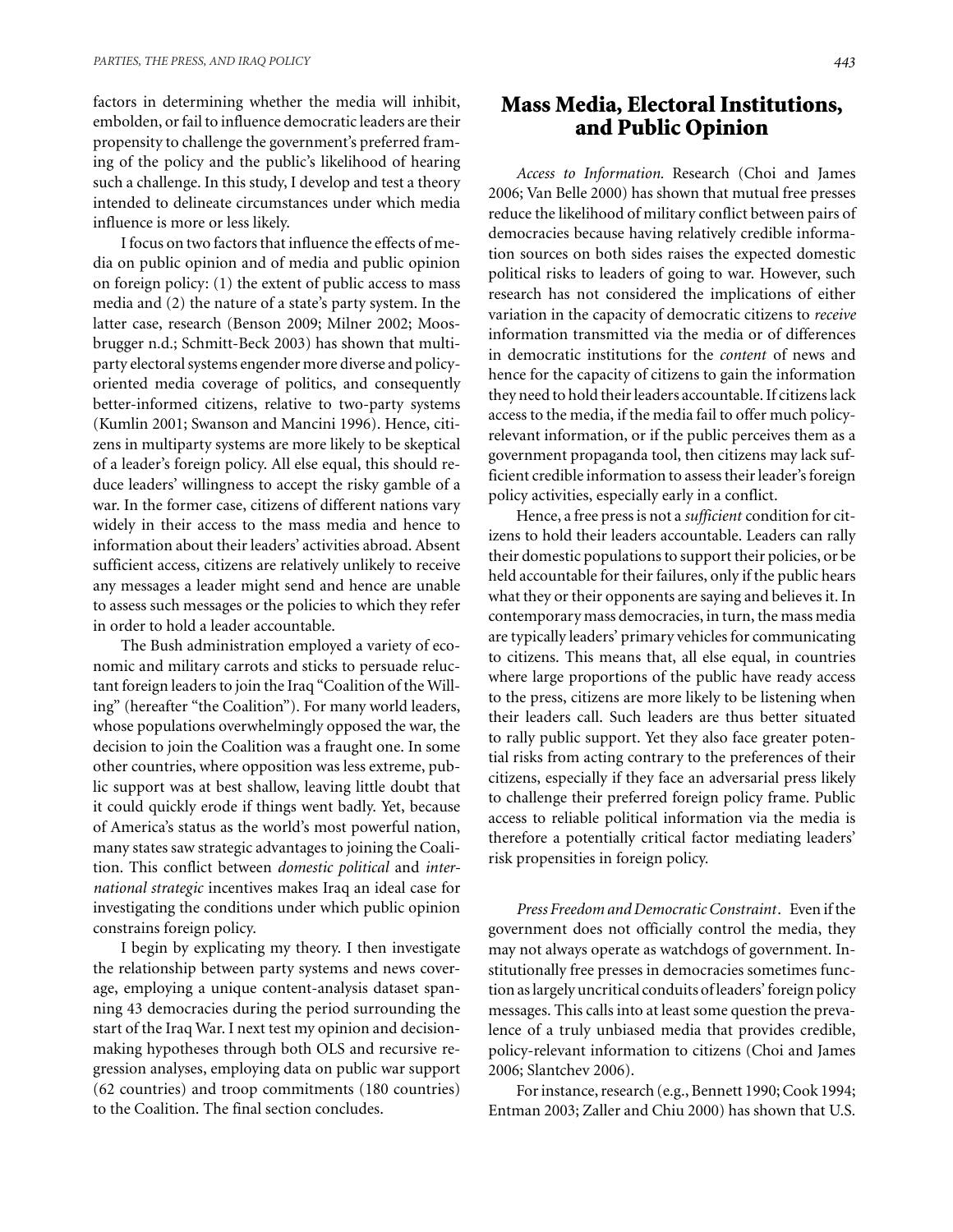factors in determining whether the media will inhibit, embolden, or fail to influence democratic leaders are their propensity to challenge the government's preferred framing of the policy and the public's likelihood of hearing such a challenge. In this study, I develop and test a theory intended to delineate circumstances under which media influence is more or less likely.

I focus on two factors that influence the effects of media on public opinion and of media and public opinion on foreign policy: (1) the extent of public access to mass media and (2) the nature of a state's party system. In the latter case, research (Benson 2009; Milner 2002; Moosbrugger n.d.; Schmitt-Beck 2003) has shown that multiparty electoral systems engender more diverse and policy-oriented media coverage of politics, and consequently better-informed citizens, relative to two-party systems (Kumlin 2001; Swanson and Mancini 1996). Hence, citizens in multiparty systems are more likely to be skeptical of a leader's foreign policy. All else equal, this should reduce leaders' willingness to accept the risky gamble of a war. In the former case, citizens of different nations vary widely in their access to the mass media and hence to information about their leaders' activities abroad. Absent sufficient access, citizens are relatively unlikely to receive any messages a leader might send and hence are unable to assess such messages or the policies to which they refer in order to hold a leader accountable.

The Bush administration employed a variety of economic and military carrots and sticks to persuade reluctant foreign leaders to join the Iraq "Coalition of the Willing" (hereafter "the Coalition"). For many world leaders, whose populations overwhelmingly opposed the war, the decision to join the Coalition was a fraught one. In some other countries, where opposition was less extreme, public support was at best shallow, leaving little doubt that it could quickly erode if things went badly. Yet, because of America's status as the world's most powerful nation, many states saw strategic advantages to joining the Coalition. This conflict between *domestic political* and *international strategic* incentives makes Iraq an ideal case for investigating the conditions under which public opinion constrains foreign policy.

I begin by explicating my theory. I then investigate the relationship between party systems and news coverage, employing a unique content-analysis dataset spanning 43 democracies during the period surrounding the start of the Iraq War. I next test my opinion and decision-making hypotheses through both OLS and recursive regression analyses, employing data on public war support (62 countries) and troop commitments (180 countries) to the Coalition. The final section concludes.

## Mass Media, Electoral Institutions, and Public Opinion

*Access to Information.* Research (Choi and James 2006; Van Belle 2000) has shown that mutual free presses reduce the likelihood of military conflict between pairs of democracies because having relatively credible information sources on both sides raises the expected domestic political risks to leaders of going to war. However, such research has not considered the implications of either variation in the capacity of democratic citizens to *receive* information transmitted via the media or of differences in democratic institutions for the *content* of news and hence for the capacity of citizens to gain the information they need to hold their leaders accountable. If citizens lack access to the media, if the media fail to offer much policy-relevant information, or if the public perceives them as a government propaganda tool, then citizens may lack sufficient credible information to assess their leader's foreign policy activities, especially early in a conflict.

Hence, a free press is not a *sufficient* condition for citizens to hold their leaders accountable. Leaders can rally their domestic populations to support their policies, or be held accountable for their failures, only if the public hears what they or their opponents are saying and believes it. In contemporary mass democracies, in turn, the mass media are typically leaders' primary vehicles for communicating to citizens. This means that, all else equal, in countries where large proportions of the public have ready access to the press, citizens are more likely to be listening when their leaders call. Such leaders are thus better situated to rally public support. Yet they also face greater potential risks from acting contrary to the preferences of their citizens, especially if they face an adversarial press likely to challenge their preferred foreign policy frame. Public access to reliable political information via the media is therefore a potentially critical factor mediating leaders' risk propensities in foreign policy.

*Press Freedom and Democratic Constraint*. Even if the government does not officially control the media, they may not always operate as watchdogs of government. Institutionally free presses in democracies sometimes function as largely uncritical conduits of leaders' foreign policy messages. This calls into at least some question the prevalence of a truly unbiased media that provides credible, policy-relevant information to citizens (Choi and James 2006; Slantchev 2006).

For instance, research (e.g., Bennett 1990; Cook 1994; Entman 2003; Zaller and Chiu 2000) has shown that U.S.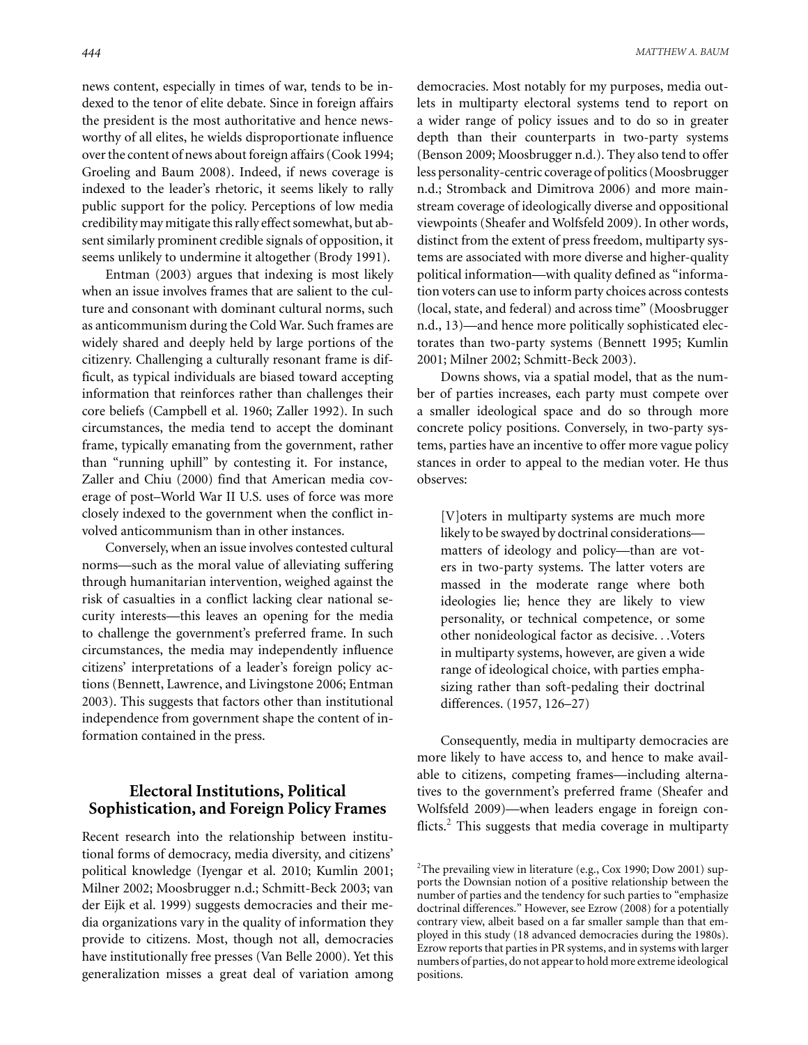news content, especially in times of war, tends to be indexed to the tenor of elite debate. Since in foreign affairs the president is the most authoritative and hence newsworthy of all elites, he wields disproportionate influence over the content of news about foreign affairs (Cook 1994; Groeling and Baum 2008). Indeed, if news coverage is indexed to the leader's rhetoric, it seems likely to rally public support for the policy. Perceptions of low media credibility may mitigate this rally effect somewhat, but absent similarly prominent credible signals of opposition, it seems unlikely to undermine it altogether (Brody 1991).

Entman (2003) argues that indexing is most likely when an issue involves frames that are salient to the culture and consonant with dominant cultural norms, such as anticommunism during the Cold War. Such frames are widely shared and deeply held by large portions of the citizenry. Challenging a culturally resonant frame is difficult, as typical individuals are biased toward accepting information that reinforces rather than challenges their core beliefs (Campbell et al. 1960; Zaller 1992). In such circumstances, the media tend to accept the dominant frame, typically emanating from the government, rather than "running uphill" by contesting it. For instance, Zaller and Chiu (2000) find that American media coverage of post–World War II U.S. uses of force was more closely indexed to the government when the conflict involved anticommunism than in other instances.

Conversely, when an issue involves contested cultural norms—such as the moral value of alleviating suffering through humanitarian intervention, weighed against the risk of casualties in a conflict lacking clear national security interests—this leaves an opening for the media to challenge the government's preferred frame. In such circumstances, the media may independently influence citizens' interpretations of a leader's foreign policy actions (Bennett, Lawrence, and Livingstone 2006; Entman 2003). This suggests that factors other than institutional independence from government shape the content of information contained in the press.

## Electoral Institutions, Political Sophistication, and Foreign Policy Frames

Recent research into the relationship between institutional forms of democracy, media diversity, and citizens' political knowledge (Iyengar et al. 2010; Kumlin 2001; Milner 2002; Moosbrugger n.d.; Schmitt-Beck 2003; van der Eijk et al. 1999) suggests democracies and their media organizations vary in the quality of information they provide to citizens. Most, though not all, democracies have institutionally free presses (Van Belle 2000). Yet this generalization misses a great deal of variation among democracies. Most notably for my purposes, media outlets in multiparty electoral systems tend to report on a wider range of policy issues and to do so in greater depth than their counterparts in two-party systems (Benson 2009; Moosbrugger n.d.). They also tend to offer less personality-centric coverage of politics (Moosbrugger n.d.; Stromback and Dimitrova 2006) and more mainstream coverage of ideologically diverse and oppositional viewpoints (Sheafer and Wolfsfeld 2009). In other words, distinct from the extent of press freedom, multiparty systems are associated with more diverse and higher-quality political information—with quality defined as "information voters can use to inform party choices across contests (local, state, and federal) and across time" (Moosbrugger n.d., 13)—and hence more politically sophisticated electorates than two-party systems (Bennett 1995; Kumlin 2001; Milner 2002; Schmitt-Beck 2003).

Downs shows, via a spatial model, that as the number of parties increases, each party must compete over a smaller ideological space and do so through more concrete policy positions. Conversely, in two-party systems, parties have an incentive to offer more vague policy stances in order to appeal to the median voter. He thus observes:

> [V]oters in multiparty systems are much more likely to be swayed by doctrinal considerations—matters of ideology and policy—than are voters in two-party systems. The latter voters are massed in the moderate range where both ideologies lie; hence they are likely to view personality, or technical competence, or some other nonideological factor as decisive. . .Voters in multiparty systems, however, are given a wide range of ideological choice, with parties emphasizing rather than soft-pedaling their doctrinal differences. (1957, 126–27)

Consequently, media in multiparty democracies are more likely to have access to, and hence to make available to citizens, competing frames—including alternatives to the government's preferred frame (Sheafer and Wolfsfeld 2009)—when leaders engage in foreign conflicts.[2] This suggests that media coverage in multiparty

[2]The prevailing view in literature (e.g., Cox 1990; Dow 2001) supports the Downsian notion of a positive relationship between the number of parties and the tendency for such parties to "emphasize doctrinal differences." However, see Ezrow (2008) for a potentially contrary view, albeit based on a far smaller sample than that employed in this study (18 advanced democracies during the 1980s). Ezrow reports that parties in PR systems, and in systems with larger numbers of parties, do not appear to hold more extreme ideological positions.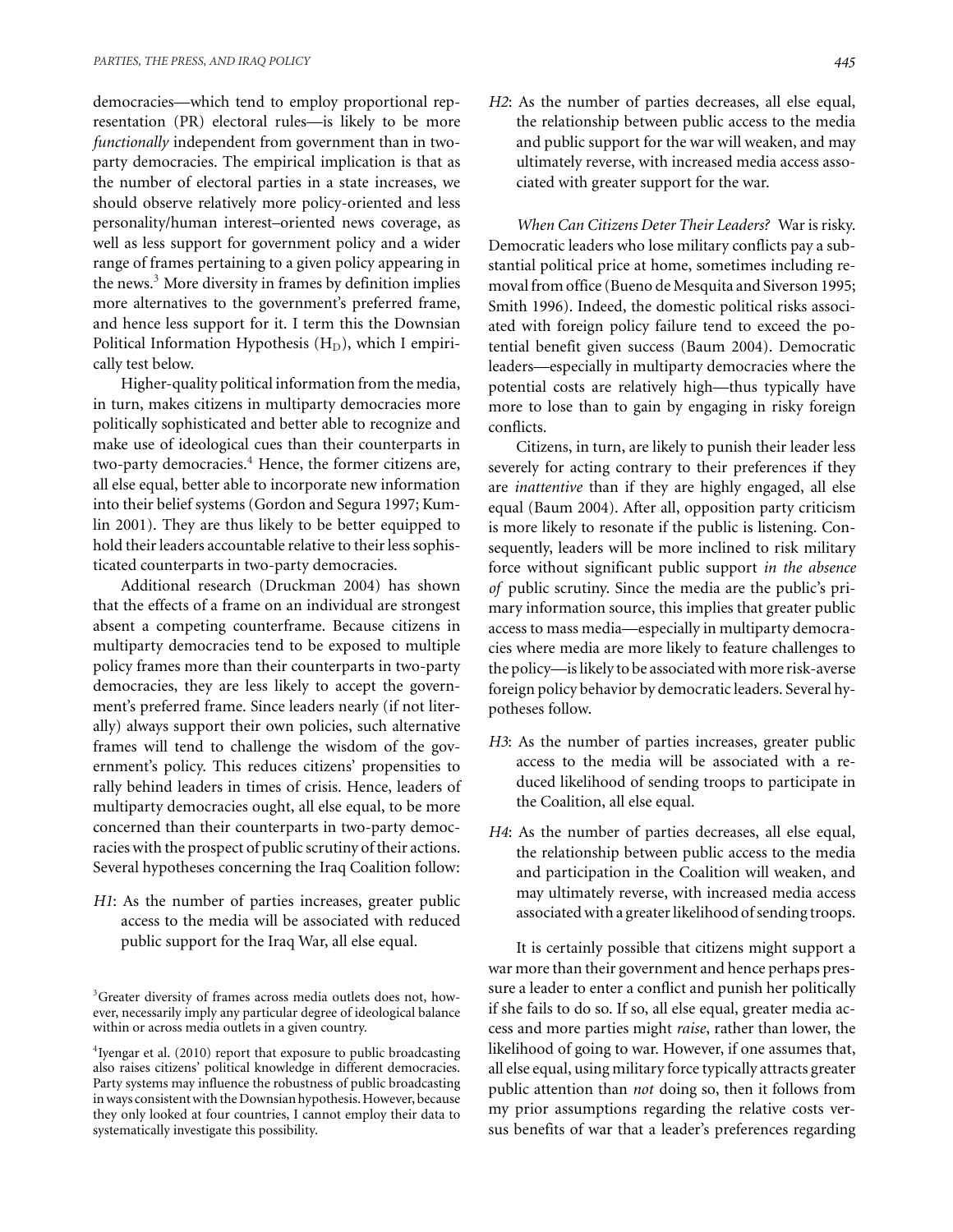democracies—which tend to employ proportional representation (PR) electoral rules—is likely to be more *functionally* independent from government than in two-party democracies. The empirical implication is that as the number of electoral parties in a state increases, we should observe relatively more policy-oriented and less personality/human interest–oriented news coverage, as well as less support for government policy and a wider range of frames pertaining to a given policy appearing in the news.[3] More diversity in frames by definition implies more alternatives to the government's preferred frame, and hence less support for it. I term this the Downsian Political Information Hypothesis ($H_D$), which I empirically test below.

Higher-quality political information from the media, in turn, makes citizens in multiparty democracies more politically sophisticated and better able to recognize and make use of ideological cues than their counterparts in two-party democracies.[4] Hence, the former citizens are, all else equal, better able to incorporate new information into their belief systems (Gordon and Segura 1997; Kumlin 2001). They are thus likely to be better equipped to hold their leaders accountable relative to their less sophisticated counterparts in two-party democracies.

Additional research (Druckman 2004) has shown that the effects of a frame on an individual are strongest absent a competing counterframe. Because citizens in multiparty democracies tend to be exposed to multiple policy frames more than their counterparts in two-party democracies, they are less likely to accept the government's preferred frame. Since leaders nearly (if not literally) always support their own policies, such alternative frames will tend to challenge the wisdom of the government's policy. This reduces citizens' propensities to rally behind leaders in times of crisis. Hence, leaders of multiparty democracies ought, all else equal, to be more concerned than their counterparts in two-party democracies with the prospect of public scrutiny of their actions. Several hypotheses concerning the Iraq Coalition follow:

*H1*: As the number of parties increases, greater public access to the media will be associated with reduced public support for the Iraq War, all else equal.

*H2*: As the number of parties decreases, all else equal, the relationship between public access to the media and public support for the war will weaken, and may ultimately reverse, with increased media access associated with greater support for the war.

*When Can Citizens Deter Their Leaders?* War is risky. Democratic leaders who lose military conflicts pay a substantial political price at home, sometimes including removal from office (Bueno de Mesquita and Siverson 1995; Smith 1996). Indeed, the domestic political risks associated with foreign policy failure tend to exceed the potential benefit given success (Baum 2004). Democratic leaders—especially in multiparty democracies where the potential costs are relatively high—thus typically have more to lose than to gain by engaging in risky foreign conflicts.

Citizens, in turn, are likely to punish their leader less severely for acting contrary to their preferences if they are *inattentive* than if they are highly engaged, all else equal (Baum 2004). After all, opposition party criticism is more likely to resonate if the public is listening. Consequently, leaders will be more inclined to risk military force without significant public support *in the absence of* public scrutiny. Since the media are the public's primary information source, this implies that greater public access to mass media—especially in multiparty democracies where media are more likely to feature challenges to the policy—is likely to be associated with more risk-averse foreign policy behavior by democratic leaders. Several hypotheses follow.

*H3*: As the number of parties increases, greater public access to the media will be associated with a reduced likelihood of sending troops to participate in the Coalition, all else equal.

*H4*: As the number of parties decreases, all else equal, the relationship between public access to the media and participation in the Coalition will weaken, and may ultimately reverse, with increased media access associated with a greater likelihood of sending troops.

It is certainly possible that citizens might support a war more than their government and hence perhaps pressure a leader to enter a conflict and punish her politically if she fails to do so. If so, all else equal, greater media access and more parties might *raise*, rather than lower, the likelihood of going to war. However, if one assumes that, all else equal, using military force typically attracts greater public attention than *not* doing so, then it follows from my prior assumptions regarding the relative costs versus benefits of war that a leader's preferences regarding

[3]Greater diversity of frames across media outlets does not, however, necessarily imply any particular degree of ideological balance within or across media outlets in a given country.

[4]Iyengar et al. (2010) report that exposure to public broadcasting also raises citizens' political knowledge in different democracies. Party systems may influence the robustness of public broadcasting in ways consistent with the Downsian hypothesis. However, because they only looked at four countries, I cannot employ their data to systematically investigate this possibility.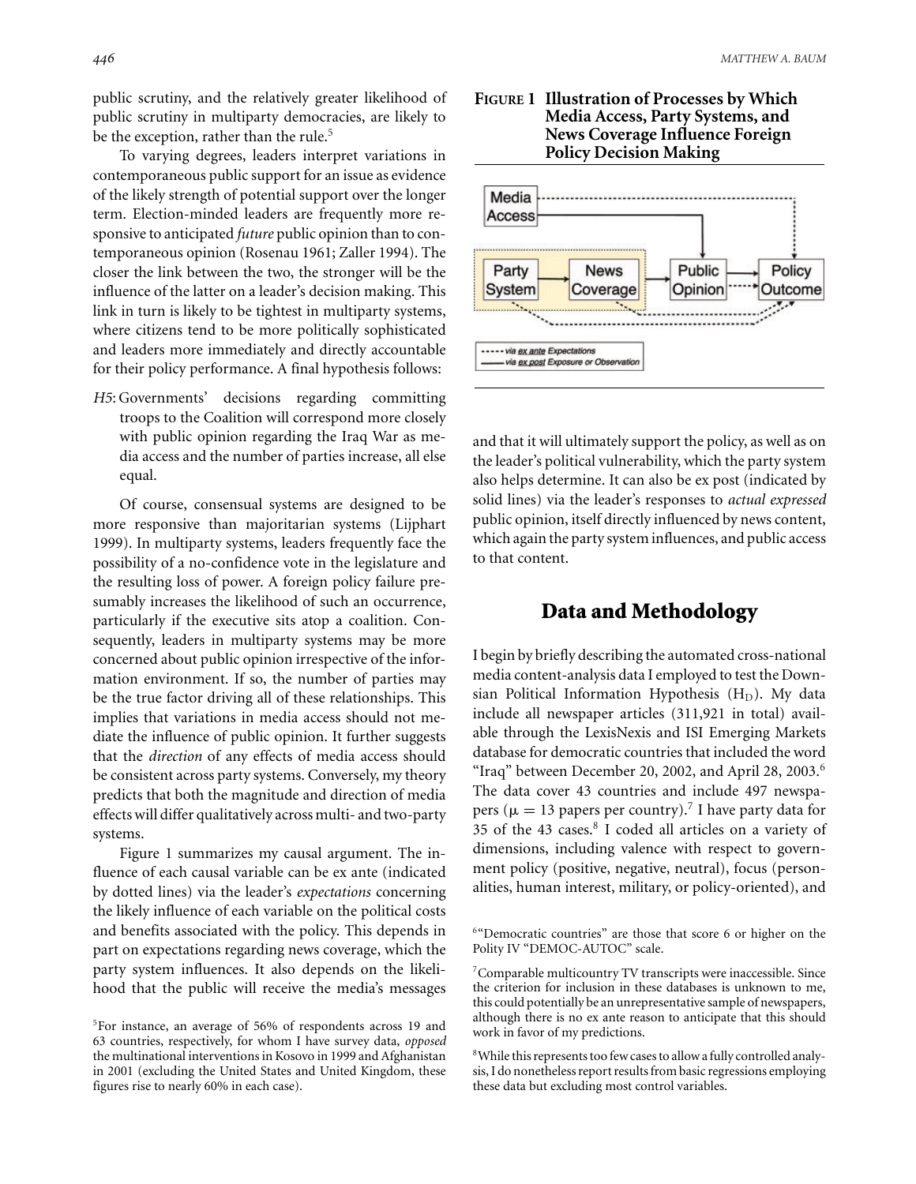public scrutiny, and the relatively greater likelihood of public scrutiny in multiparty democracies, are likely to be the exception, rather than the rule.[5]

To varying degrees, leaders interpret variations in contemporaneous public support for an issue as evidence of the likely strength of potential support over the longer term. Election-minded leaders are frequently more responsive to anticipated *future* public opinion than to contemporaneous opinion (Rosenau 1961; Zaller 1994). The closer the link between the two, the stronger will be the influence of the latter on a leader's decision making. This link in turn is likely to be tightest in multiparty systems, where citizens tend to be more politically sophisticated and leaders more immediately and directly accountable for their policy performance. A final hypothesis follows:

*H5*: Governments' decisions regarding committing troops to the Coalition will correspond more closely with public opinion regarding the Iraq War as media access and the number of parties increase, all else equal.

Of course, consensual systems are designed to be more responsive than majoritarian systems (Lijphart 1999). In multiparty systems, leaders frequently face the possibility of a no-confidence vote in the legislature and the resulting loss of power. A foreign policy failure presumably increases the likelihood of such an occurrence, particularly if the executive sits atop a coalition. Consequently, leaders in multiparty systems may be more concerned about public opinion irrespective of the information environment. If so, the number of parties may be the true factor driving all of these relationships. This implies that variations in media access should not mediate the influence of public opinion. It further suggests that the *direction* of any effects of media access should be consistent across party systems. Conversely, my theory predicts that both the magnitude and direction of media effects will differ qualitatively across multi- and two-party systems.

Figure 1 summarizes my causal argument. The influence of each causal variable can be ex ante (indicated by dotted lines) via the leader's *expectations* concerning the likely influence of each variable on the political costs and benefits associated with the policy. This depends in part on expectations regarding news coverage, which the party system influences. It also depends on the likelihood that the public will receive the media's messages and that it will ultimately support the policy, as well as on the leader's political vulnerability, which the party system also helps determine. It can also be ex post (indicated by solid lines) via the leader's responses to *actual expressed* public opinion, itself directly influenced by news content, which again the party system influences, and public access to that content.

**FIGURE 1 Illustration of Processes by Which Media Access, Party Systems, and News Coverage Influence Foreign Policy Decision Making**

Media Access

Party System

News Coverage

Public Opinion

Policy Outcome

via *ex ante* Expectations

via *ex post* Exposure or Observation

## Data and Methodology

I begin by briefly describing the automated cross-national media content-analysis data I employed to test the Downsian Political Information Hypothesis ($H_D$). My data include all newspaper articles (311,921 in total) available through the LexisNexis and ISI Emerging Markets database for democratic countries that included the word "Iraq" between December 20, 2002, and April 28, 2003.[6] The data cover 43 countries and include 497 newspapers ($\mu = 13$ papers per country).[7] I have party data for 35 of the 43 cases.[8] I coded all articles on a variety of dimensions, including valence with respect to government policy (positive, negative, neutral), focus (personalities, human interest, military, or policy-oriented), and

[5]For instance, an average of 56% of respondents across 19 and 63 countries, respectively, for whom I have survey data, *opposed* the multinational interventions in Kosovo in 1999 and Afghanistan in 2001 (excluding the United States and United Kingdom, these figures rise to nearly 60% in each case).

[6]"Democratic countries" are those that score 6 or higher on the Polity IV "DEMOC-AUTOC" scale.

[7]Comparable multicountry TV transcripts were inaccessible. Since the criterion for inclusion in these databases is unknown to me, this could potentially be an unrepresentative sample of newspapers, although there is no ex ante reason to anticipate that this should work in favor of my predictions.

[8]While this represents too few cases to allow a fully controlled analysis, I do nonetheless report results from basic regressions employing these data but excluding most control variables.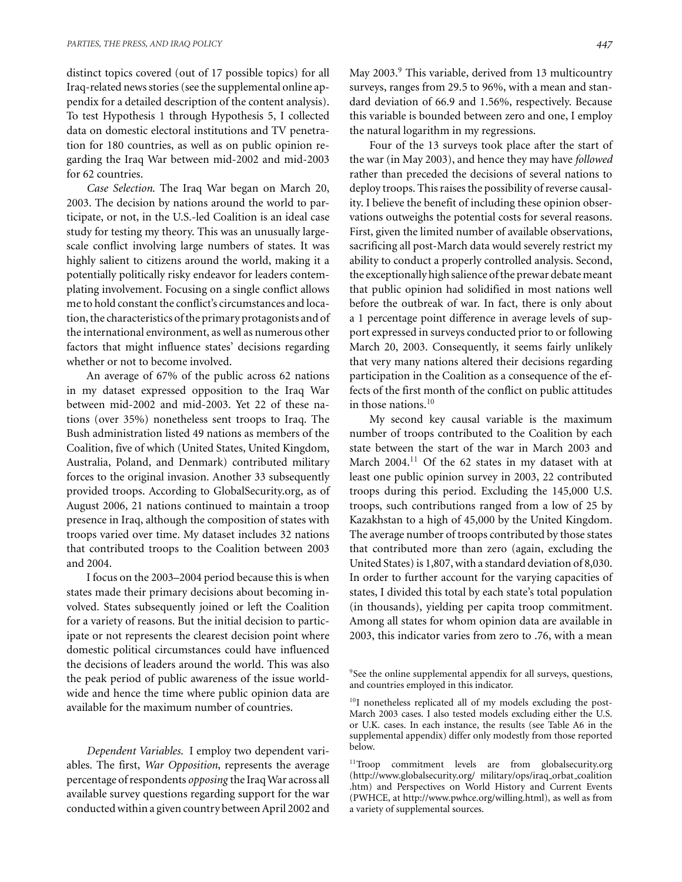distinct topics covered (out of 17 possible topics) for all Iraq-related news stories (see the supplemental online appendix for a detailed description of the content analysis). To test Hypothesis 1 through Hypothesis 5, I collected data on domestic electoral institutions and TV penetration for 180 countries, as well as on public opinion regarding the Iraq War between mid-2002 and mid-2003 for 62 countries.

*Case Selection.* The Iraq War began on March 20, 2003. The decision by nations around the world to participate, or not, in the U.S.-led Coalition is an ideal case study for testing my theory. This was an unusually large-scale conflict involving large numbers of states. It was highly salient to citizens around the world, making it a potentially politically risky endeavor for leaders contemplating involvement. Focusing on a single conflict allows me to hold constant the conflict's circumstances and location, the characteristics of the primary protagonists and of the international environment, as well as numerous other factors that might influence states' decisions regarding whether or not to become involved.

An average of 67% of the public across 62 nations in my dataset expressed opposition to the Iraq War between mid-2002 and mid-2003. Yet 22 of these nations (over 35%) nonetheless sent troops to Iraq. The Bush administration listed 49 nations as members of the Coalition, five of which (United States, United Kingdom, Australia, Poland, and Denmark) contributed military forces to the original invasion. Another 33 subsequently provided troops. According to GlobalSecurity.org, as of August 2006, 21 nations continued to maintain a troop presence in Iraq, although the composition of states with troops varied over time. My dataset includes 32 nations that contributed troops to the Coalition between 2003 and 2004.

I focus on the 2003–2004 period because this is when states made their primary decisions about becoming involved. States subsequently joined or left the Coalition for a variety of reasons. But the initial decision to participate or not represents the clearest decision point where domestic political circumstances could have influenced the decisions of leaders around the world. This was also the peak period of public awareness of the issue worldwide and hence the time where public opinion data are available for the maximum number of countries.

*Dependent Variables.* I employ two dependent variables. The first, *War Opposition*, represents the average percentage of respondents *opposing* the Iraq War across all available survey questions regarding support for the war conducted within a given country between April 2002 and May 2003.[9] This variable, derived from 13 multicountry surveys, ranges from 29.5 to 96%, with a mean and standard deviation of 66.9 and 1.56%, respectively. Because this variable is bounded between zero and one, I employ the natural logarithm in my regressions.

Four of the 13 surveys took place after the start of the war (in May 2003), and hence they may have *followed* rather than preceded the decisions of several nations to deploy troops. This raises the possibility of reverse causality. I believe the benefit of including these opinion observations outweighs the potential costs for several reasons. First, given the limited number of available observations, sacrificing all post-March data would severely restrict my ability to conduct a properly controlled analysis. Second, the exceptionally high salience of the prewar debate meant that public opinion had solidified in most nations well before the outbreak of war. In fact, there is only about a 1 percentage point difference in average levels of support expressed in surveys conducted prior to or following March 20, 2003. Consequently, it seems fairly unlikely that very many nations altered their decisions regarding participation in the Coalition as a consequence of the effects of the first month of the conflict on public attitudes in those nations.[10]

My second key causal variable is the maximum number of troops contributed to the Coalition by each state between the start of the war in March 2003 and March 2004.[11] Of the 62 states in my dataset with at least one public opinion survey in 2003, 22 contributed troops during this period. Excluding the 145,000 U.S. troops, such contributions ranged from a low of 25 by Kazakhstan to a high of 45,000 by the United Kingdom. The average number of troops contributed by those states that contributed more than zero (again, excluding the United States) is 1,807, with a standard deviation of 8,030. In order to further account for the varying capacities of states, I divided this total by each state's total population (in thousands), yielding per capita troop commitment. Among all states for whom opinion data are available in 2003, this indicator varies from zero to .76, with a mean

[9]See the online supplemental appendix for all surveys, questions, and countries employed in this indicator.

[10]I nonetheless replicated all of my models excluding the post-March 2003 cases. I also tested models excluding either the U.S. or U.K. cases. In each instance, the results (see Table A6 in the supplemental appendix) differ only modestly from those reported below.

[11]Troop commitment levels are from globalsecurity.org (http://www.globalsecurity.org/ military/ops/iraq_orbat_coalition.htm) and Perspectives on World History and Current Events (PWHCE, at http://www.pwhce.org/willing.html), as well as from a variety of supplemental sources.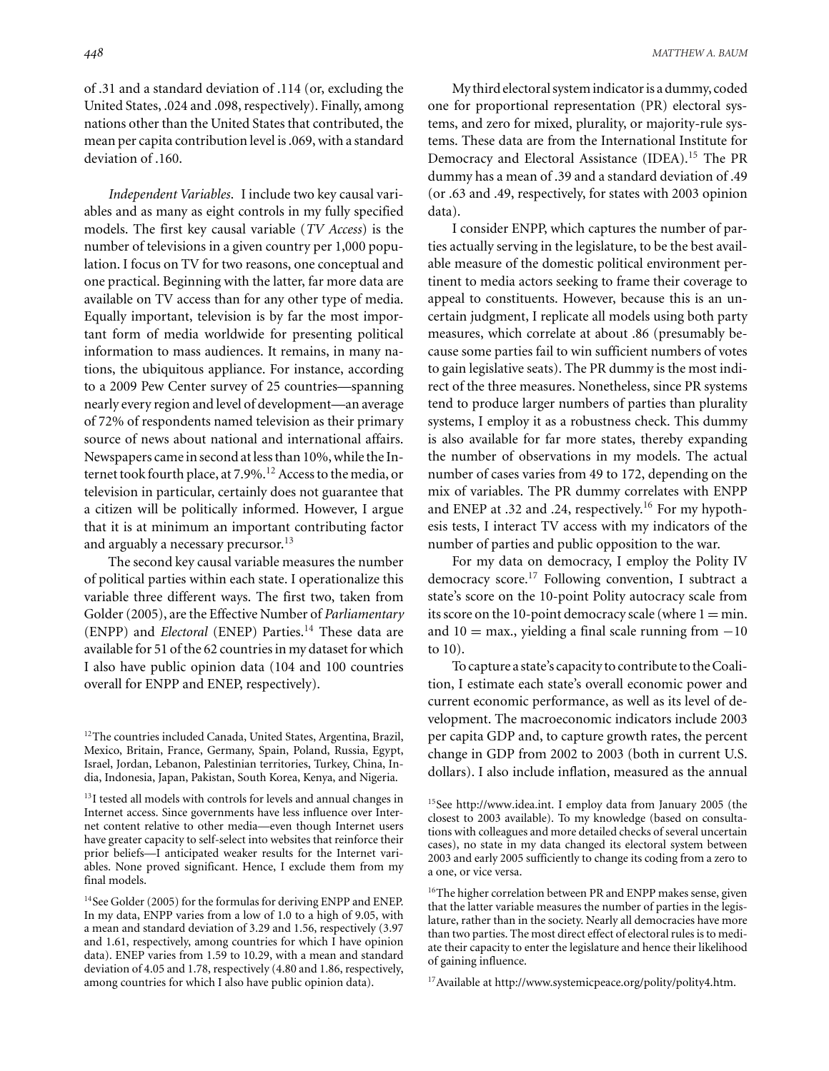of .31 and a standard deviation of .114 (or, excluding the United States, .024 and .098, respectively). Finally, among nations other than the United States that contributed, the mean per capita contribution level is .069, with a standard deviation of .160.

*Independent Variables*. I include two key causal variables and as many as eight controls in my fully specified models. The first key causal variable (*TV Access*) is the number of televisions in a given country per 1,000 population. I focus on TV for two reasons, one conceptual and one practical. Beginning with the latter, far more data are available on TV access than for any other type of media. Equally important, television is by far the most important form of media worldwide for presenting political information to mass audiences. It remains, in many nations, the ubiquitous appliance. For instance, according to a 2009 Pew Center survey of 25 countries—spanning nearly every region and level of development—an average of 72% of respondents named television as their primary source of news about national and international affairs. Newspapers came in second at less than 10%, while the Internet took fourth place, at 7.9%.[12] Access to the media, or television in particular, certainly does not guarantee that a citizen will be politically informed. However, I argue that it is at minimum an important contributing factor and arguably a necessary precursor.[13]

The second key causal variable measures the number of political parties within each state. I operationalize this variable three different ways. The first two, taken from Golder (2005), are the Effective Number of *Parliamentary* (ENPP) and *Electoral* (ENEP) Parties.[14] These data are available for 51 of the 62 countries in my dataset for which I also have public opinion data (104 and 100 countries overall for ENPP and ENEP, respectively).

My third electoral system indicator is a dummy, coded one for proportional representation (PR) electoral systems, and zero for mixed, plurality, or majority-rule systems. These data are from the International Institute for Democracy and Electoral Assistance (IDEA).[15] The PR dummy has a mean of .39 and a standard deviation of .49 (or .63 and .49, respectively, for states with 2003 opinion data).

I consider ENPP, which captures the number of parties actually serving in the legislature, to be the best available measure of the domestic political environment pertinent to media actors seeking to frame their coverage to appeal to constituents. However, because this is an uncertain judgment, I replicate all models using both party measures, which correlate at about .86 (presumably because some parties fail to win sufficient numbers of votes to gain legislative seats). The PR dummy is the most indirect of the three measures. Nonetheless, since PR systems tend to produce larger numbers of parties than plurality systems, I employ it as a robustness check. This dummy is also available for far more states, thereby expanding the number of observations in my models. The actual number of cases varies from 49 to 172, depending on the mix of variables. The PR dummy correlates with ENPP and ENEP at .32 and .24, respectively.[16] For my hypothesis tests, I interact TV access with my indicators of the number of parties and public opposition to the war.

For my data on democracy, I employ the Polity IV democracy score.[17] Following convention, I subtract a state's score on the 10-point Polity autocracy scale from its score on the 10-point democracy scale (where 1 = min. and 10 = max., yielding a final scale running from −10 to 10).

To capture a state's capacity to contribute to the Coalition, I estimate each state's overall economic power and current economic performance, as well as its level of development. The macroeconomic indicators include 2003 per capita GDP and, to capture growth rates, the percent change in GDP from 2002 to 2003 (both in current U.S. dollars). I also include inflation, measured as the annual

---

[12]The countries included Canada, United States, Argentina, Brazil, Mexico, Britain, France, Germany, Spain, Poland, Russia, Egypt, Israel, Jordan, Lebanon, Palestinian territories, Turkey, China, India, Indonesia, Japan, Pakistan, South Korea, Kenya, and Nigeria.

[13]I tested all models with controls for levels and annual changes in Internet access. Since governments have less influence over Internet content relative to other media—even though Internet users have greater capacity to self-select into websites that reinforce their prior beliefs—I anticipated weaker results for the Internet variables. None proved significant. Hence, I exclude them from my final models.

[14]See Golder (2005) for the formulas for deriving ENPP and ENEP. In my data, ENPP varies from a low of 1.0 to a high of 9.05, with a mean and standard deviation of 3.29 and 1.56, respectively (3.97 and 1.61, respectively, among countries for which I have opinion data). ENEP varies from 1.59 to 10.29, with a mean and standard deviation of 4.05 and 1.78, respectively (4.80 and 1.86, respectively, among countries for which I also have public opinion data).

[15]See http://www.idea.int. I employ data from January 2005 (the closest to 2003 available). To my knowledge (based on consultations with colleagues and more detailed checks of several uncertain cases), no state in my data changed its electoral system between 2003 and early 2005 sufficiently to change its coding from a zero to a one, or vice versa.

[16]The higher correlation between PR and ENPP makes sense, given that the latter variable measures the number of parties in the legislature, rather than in the society. Nearly all democracies have more than two parties. The most direct effect of electoral rules is to mediate their capacity to enter the legislature and hence their likelihood of gaining influence.

[17]Available at http://www.systemicpeace.org/polity/polity4.htm.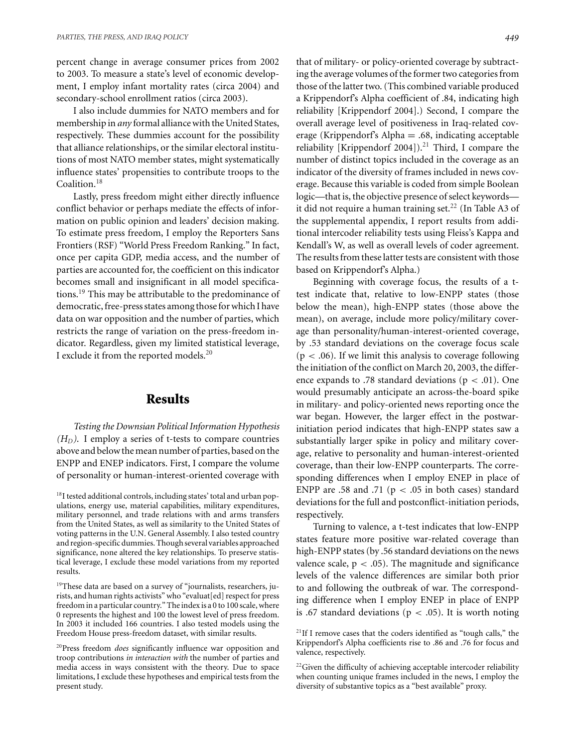percent change in average consumer prices from 2002 to 2003. To measure a state's level of economic development, I employ infant mortality rates (circa 2004) and secondary-school enrollment ratios (circa 2003).

I also include dummies for NATO members and for membership in *any* formal alliance with the United States, respectively. These dummies account for the possibility that alliance relationships, or the similar electoral institutions of most NATO member states, might systematically influence states' propensities to contribute troops to the Coalition.[18]

Lastly, press freedom might either directly influence conflict behavior or perhaps mediate the effects of information on public opinion and leaders' decision making. To estimate press freedom, I employ the Reporters Sans Frontiers (RSF) "World Press Freedom Ranking." In fact, once per capita GDP, media access, and the number of parties are accounted for, the coefficient on this indicator becomes small and insignificant in all model specifications.[19] This may be attributable to the predominance of democratic, free-press states among those for which I have data on war opposition and the number of parties, which restricts the range of variation on the press-freedom indicator. Regardless, given my limited statistical leverage, I exclude it from the reported models.[20]

## Results

*Testing the Downsian Political Information Hypothesis ($H_D$).* I employ a series of t-tests to compare countries above and below the mean number of parties, based on the ENPP and ENEP indicators. First, I compare the volume of personality or human-interest-oriented coverage with that of military- or policy-oriented coverage by subtracting the average volumes of the former two categories from those of the latter two. (This combined variable produced a Krippendorf's Alpha coefficient of .84, indicating high reliability [Krippendorf 2004].) Second, I compare the overall average level of positiveness in Iraq-related coverage (Krippendorf's Alpha = .68, indicating acceptable reliability [Krippendorf 2004]).[21] Third, I compare the number of distinct topics included in the coverage as an indicator of the diversity of frames included in news coverage. Because this variable is coded from simple Boolean logic—that is, the objective presence of select keywords—it did not require a human training set.[22] (In Table A3 of the supplemental appendix, I report results from additional intercoder reliability tests using Fleiss's Kappa and Kendall's W, as well as overall levels of coder agreement. The results from these latter tests are consistent with those based on Krippendorf's Alpha.)

Beginning with coverage focus, the results of a t-test indicate that, relative to low-ENPP states (those below the mean), high-ENPP states (those above the mean), on average, include more policy/military coverage than personality/human-interest-oriented coverage, by .53 standard deviations on the coverage focus scale ($p < .06$). If we limit this analysis to coverage following the initiation of the conflict on March 20, 2003, the difference expands to .78 standard deviations ($p < .01$). One would presumably anticipate an across-the-board spike in military- and policy-oriented news reporting once the war began. However, the larger effect in the postwar-initiation period indicates that high-ENPP states saw a substantially larger spike in policy and military coverage, relative to personality and human-interest-oriented coverage, than their low-ENPP counterparts. The corresponding differences when I employ ENEP in place of ENPP are .58 and .71 ($p < .05$ in both cases) standard deviations for the full and postconflict-initiation periods, respectively.

Turning to valence, a t-test indicates that low-ENPP states feature more positive war-related coverage than high-ENPP states (by .56 standard deviations on the news valence scale, $p < .05$). The magnitude and significance levels of the valence differences are similar both prior to and following the outbreak of war. The corresponding difference when I employ ENEP in place of ENPP is .67 standard deviations ($p < .05$). It is worth noting

[18] I tested additional controls, including states' total and urban populations, energy use, material capabilities, military expenditures, military personnel, and trade relations with and arms transfers from the United States, as well as similarity to the United States of voting patterns in the U.N. General Assembly. I also tested country and region-specific dummies. Though several variables approached significance, none altered the key relationships. To preserve statistical leverage, I exclude these model variations from my reported results.

[19] These data are based on a survey of "journalists, researchers, jurists, and human rights activists" who "evaluat[ed] respect for press freedom in a particular country." The index is a 0 to 100 scale, where 0 represents the highest and 100 the lowest level of press freedom. In 2003 it included 166 countries. I also tested models using the Freedom House press-freedom dataset, with similar results.

[20] Press freedom *does* significantly influence war opposition and troop contributions *in interaction with* the number of parties and media access in ways consistent with the theory. Due to space limitations, I exclude these hypotheses and empirical tests from the present study.

[21] If I remove cases that the coders identified as "tough calls," the Krippendorf's Alpha coefficients rise to .86 and .76 for focus and valence, respectively.

[22] Given the difficulty of achieving acceptable intercoder reliability when counting unique frames included in the news, I employ the diversity of substantive topics as a "best available" proxy.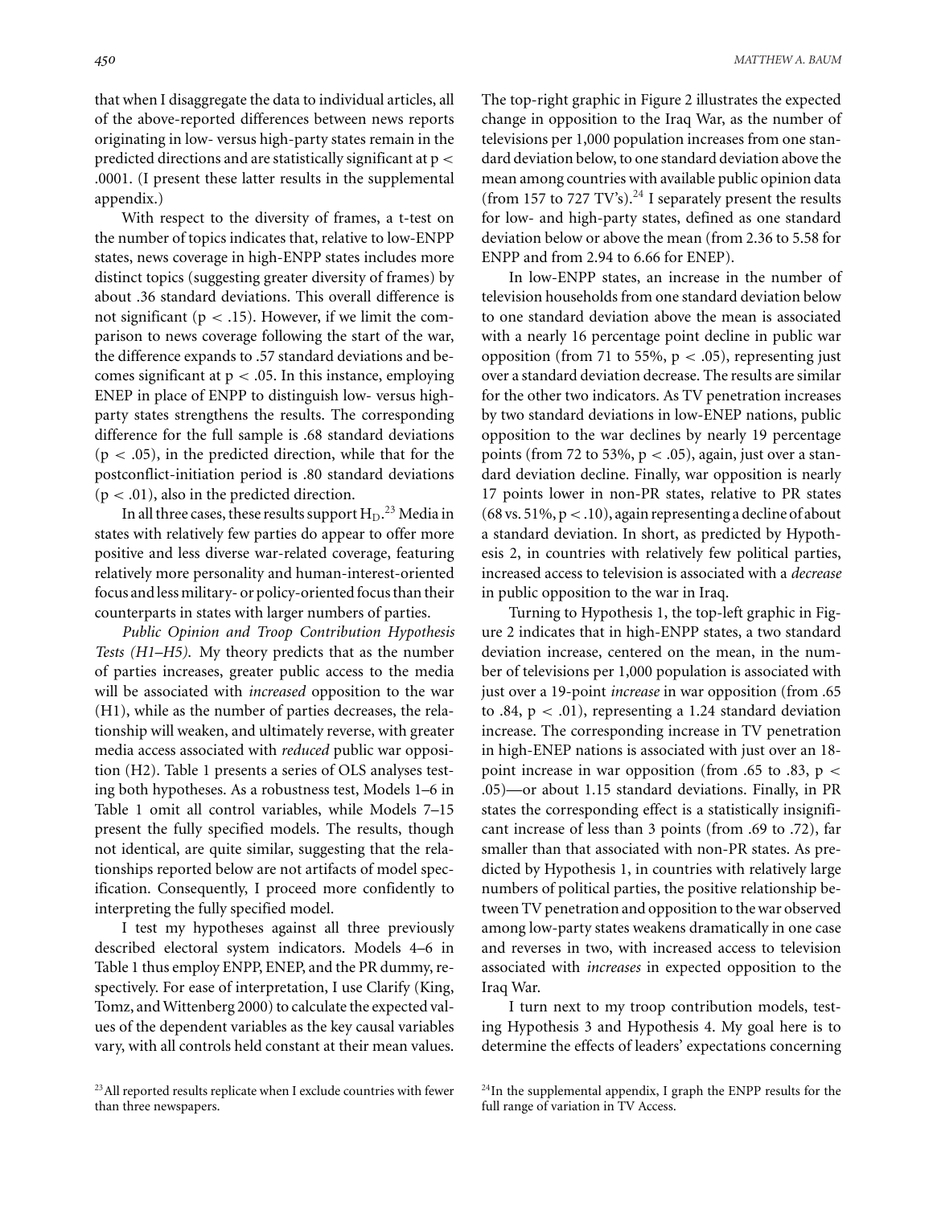that when I disaggregate the data to individual articles, all of the above-reported differences between news reports originating in low- versus high-party states remain in the predicted directions and are statistically significant at $p < .0001$. (I present these latter results in the supplemental appendix.)

With respect to the diversity of frames, a t-test on the number of topics indicates that, relative to low-ENPP states, news coverage in high-ENPP states includes more distinct topics (suggesting greater diversity of frames) by about .36 standard deviations. This overall difference is not significant ($p < .15$). However, if we limit the comparison to news coverage following the start of the war, the difference expands to .57 standard deviations and becomes significant at $p < .05$. In this instance, employing ENEP in place of ENPP to distinguish low- versus high-party states strengthens the results. The corresponding difference for the full sample is .68 standard deviations ($p < .05$), in the predicted direction, while that for the postconflict-initiation period is .80 standard deviations ($p < .01$), also in the predicted direction.

In all three cases, these results support $H_D$.[23] Media in states with relatively few parties do appear to offer more positive and less diverse war-related coverage, featuring relatively more personality and human-interest-oriented focus and less military- or policy-oriented focus than their counterparts in states with larger numbers of parties.

*Public Opinion and Troop Contribution Hypothesis Tests (H1–H5).* My theory predicts that as the number of parties increases, greater public access to the media will be associated with *increased* opposition to the war (H1), while as the number of parties decreases, the relationship will weaken, and ultimately reverse, with greater media access associated with *reduced* public war opposition (H2). Table 1 presents a series of OLS analyses testing both hypotheses. As a robustness test, Models 1–6 in Table 1 omit all control variables, while Models 7–15 present the fully specified models. The results, though not identical, are quite similar, suggesting that the relationships reported below are not artifacts of model specification. Consequently, I proceed more confidently to interpreting the fully specified model.

I test my hypotheses against all three previously described electoral system indicators. Models 4–6 in Table 1 thus employ ENPP, ENEP, and the PR dummy, respectively. For ease of interpretation, I use Clarify (King, Tomz, and Wittenberg 2000) to calculate the expected values of the dependent variables as the key causal variables vary, with all controls held constant at their mean values.

The top-right graphic in Figure 2 illustrates the expected change in opposition to the Iraq War, as the number of televisions per 1,000 population increases from one standard deviation below, to one standard deviation above the mean among countries with available public opinion data (from 157 to 727 TV's).[24] I separately present the results for low- and high-party states, defined as one standard deviation below or above the mean (from 2.36 to 5.58 for ENPP and from 2.94 to 6.66 for ENEP).

In low-ENPP states, an increase in the number of television households from one standard deviation below to one standard deviation above the mean is associated with a nearly 16 percentage point decline in public war opposition (from 71 to 55%, $p < .05$), representing just over a standard deviation decrease. The results are similar for the other two indicators. As TV penetration increases by two standard deviations in low-ENEP nations, public opposition to the war declines by nearly 19 percentage points (from 72 to 53%, $p < .05$), again, just over a standard deviation decline. Finally, war opposition is nearly 17 points lower in non-PR states, relative to PR states (68 vs. 51%, $p < .10$), again representing a decline of about a standard deviation. In short, as predicted by Hypothesis 2, in countries with relatively few political parties, increased access to television is associated with a *decrease* in public opposition to the war in Iraq.

Turning to Hypothesis 1, the top-left graphic in Figure 2 indicates that in high-ENPP states, a two standard deviation increase, centered on the mean, in the number of televisions per 1,000 population is associated with just over a 19-point *increase* in war opposition (from .65 to .84, $p < .01$), representing a 1.24 standard deviation increase. The corresponding increase in TV penetration in high-ENEP nations is associated with just over an 18-point increase in war opposition (from .65 to .83, $p < .05$)—or about 1.15 standard deviations. Finally, in PR states the corresponding effect is a statistically insignificant increase of less than 3 points (from .69 to .72), far smaller than that associated with non-PR states. As predicted by Hypothesis 1, in countries with relatively large numbers of political parties, the positive relationship between TV penetration and opposition to the war observed among low-party states weakens dramatically in one case and reverses in two, with increased access to television associated with *increases* in expected opposition to the Iraq War.

I turn next to my troop contribution models, testing Hypothesis 3 and Hypothesis 4. My goal here is to determine the effects of leaders' expectations concerning

[23] All reported results replicate when I exclude countries with fewer than three newspapers.

[24] In the supplemental appendix, I graph the ENPP results for the full range of variation in TV Access.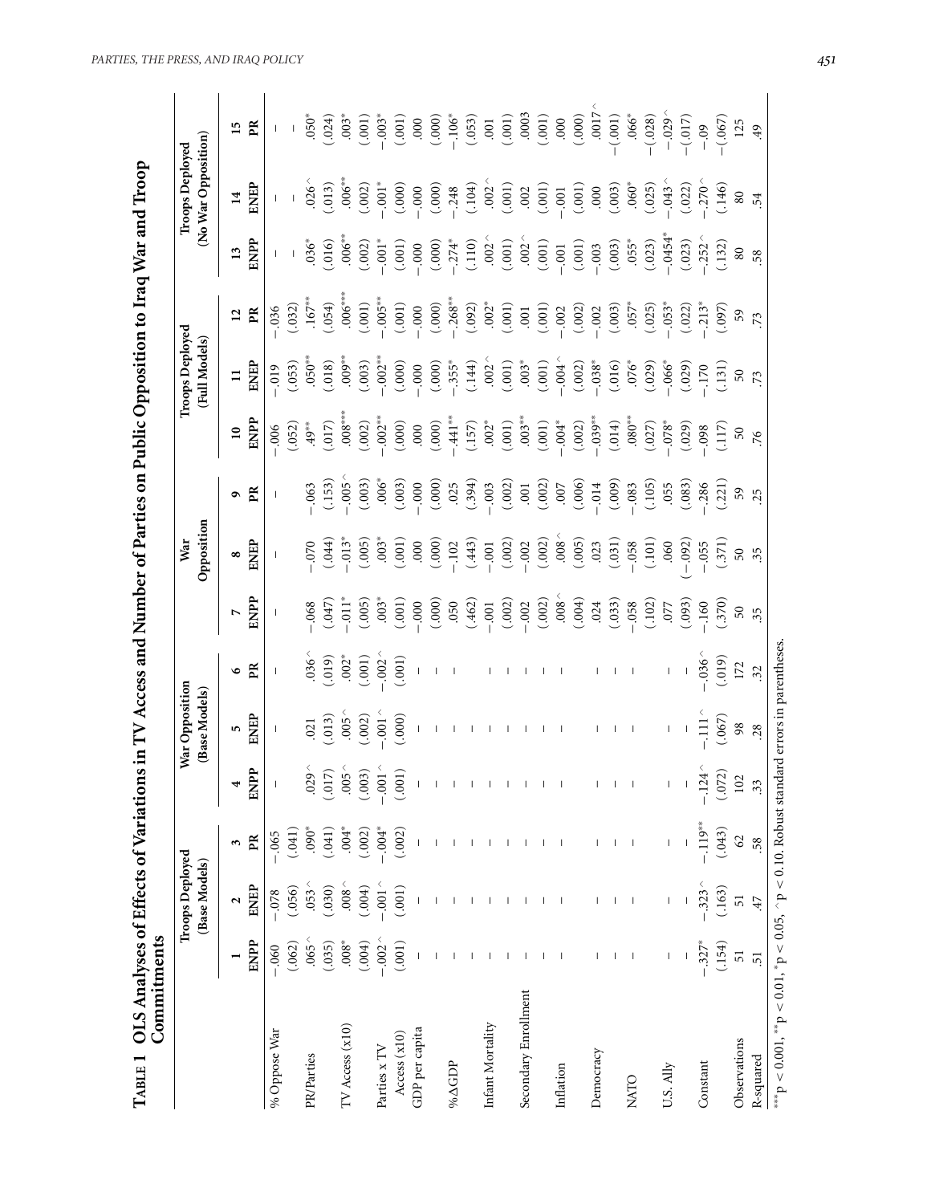**Table 1 OLS Analyses of Effects of Variations in TV Access and Number of Parties on Public Opposition to Iraq War and Troop Commitments**

| | Troops Deployed (Base Models) | | | War Opposition (Base Models) | | | War Opposition | | | Troops Deployed (Full Models) | | | Troops Deployed (No War Opposition) | | |
|---|---|---|---|---|---|---|---|---|---|---|---|---|---|---|---|
| | 1 ENPP | 2 ENEP | 3 PR | 4 ENPP | 5 ENEP | 6 PR | 7 ENPP | 8 ENEP | 9 PR | 10 ENPP | 11 ENEP | 12 PR | 13 ENPP | 14 ENEP | 15 PR |
| % Oppose War | −.060 | −.078 | −.065 | – | – | – | – | – | – | −.006 | −.019 | −.036 | – | – | – |
| | (.062) | (.056) | (.041) | | | | | | | (.052) | (.053) | (.032) | | | |
| PR/Parties | .065^ | .053^ | .090* | .029^ | .021 | .036^ | −.068 | −.070 | −.063 | .49** | .050** | .167** | .036* | .026^ | .050* |
| | (.035) | (.030) | (.041) | (.017) | (.013) | (.019) | (.047) | (.044) | (.153) | (.017) | (.018) | (.054) | (.016) | (.013) | (.024) |
| TV Access (x10) | .008* | .008^ | .004* | .005^ | .005^ | .002* | −.011* | −.013* | −.005^ | .008*** | .009** | .006*** | .006** | .006** | .003* |
| | (.004) | (.004) | (.002) | (.003) | (.002) | (.001) | (.005) | (.005) | (.003) | (.002) | (.003) | (.001) | (.002) | (.002) | (.001) |
| Parties x TV Access (x10) | −.002^ | −.001^ | −.004* | −.001^ | −.001^ | −.002^ | .003* | .003* | .006* | −.002** | −.002** | −.005** | −.001* | −.001* | −.003* |
| | (.001) | (.001) | (.002) | (.001) | (.000) | (.001) | (.001) | (.001) | (.003) | (.000) | (.000) | (.001) | (.001) | (.000) | (.001) |
| GDP per capita | – | – | – | – | – | – | −.000 | .000 | −.000 | .000 | −.000 | −.000 | −.000 | −.000 | .000 |
| | | | | | | | (.000) | (.000) | (.000) | (.000) | (.000) | (.000) | (.000) | (.000) | (.000) |
| %ΔGDP | – | – | – | – | – | – | .050 | −.102 | .025 | −.441** | −.355* | −.268** | −.274* | −.248 | −.106* |
| | | | | | | | (.462) | (.443) | (.394) | (.157) | (.144) | (.092) | (.110) | (.104) | (.053) |
| Infant Mortality | – | – | – | – | – | – | −.001 | −.001 | −.003 | .002* | .002^ | .002* | .002^ | .002^ | .001 |
| | | | | | | | (.002) | (.002) | (.002) | (.001) | (.001) | (.001) | (.001) | (.001) | (.001) |
| Secondary Enrollment | – | – | – | – | – | – | −.002 | −.002 | .001 | .003** | .003* | .001 | .002^ | .002 | .0003 |
| | | | | | | | (.002) | (.002) | (.002) | (.001) | (.001) | (.001) | (.001) | (.001) | (.001) |
| Inflation | – | – | – | – | – | – | .008^ | .008^ | .007 | −.004* | −.004^ | −.002 | −.001 | −.001 | .000 |
| | | | | | | | (.004) | (.005) | (.006) | (.002) | (.002) | (.002) | (.001) | (.001) | (.000) |
| Democracy | – | – | – | – | – | – | .024 | .023 | −.014 | −.039** | −.038* | −.002 | −.003 | .000 | .0017^ |
| | | | | | | | (.033) | (.031) | (.009) | (.014) | (.016) | (.003) | (.003) | (.003) | −(.001) |
| NATO | – | – | – | – | – | – | −.058 | −.058 | −.083 | .080** | .076* | .057* | .055* | .060* | .066* |
| | | | | | | | (.102) | (.101) | (.105) | (.027) | (.029) | (.025) | (.023) | (.025) | −(.028) |
| U.S. Ally | – | – | – | – | – | – | .077 | .060 | .055 | −.078* | −.066* | −.053* | −.0454* | −.043^ | −.029^ |
| | | | | | | | (.093) | (−.092) | (.083) | (.029) | (.029) | (.022) | (.023) | (.022) | −(.017) |
| Constant | −.327* | −.323^ | −.119** | −.124^ | −.111^ | −.036^ | −.160 | −.055 | −.286 | −.098 | −.170 | −.213* | −.252^ | −.270^ | −.09 |
| | (.154) | (.163) | (.043) | (.072) | (.067) | (.019) | (.370) | (.371) | (.221) | (.117) | (.131) | (.097) | (.132) | (.146) | −(.067) |
| Observations | 51 | 51 | 62 | 102 | 98 | 172 | 50 | 50 | 59 | 50 | 50 | 59 | 80 | 80 | 125 |
| R-squared | .51 | .47 | .58 | .33 | .28 | .32 | .35 | .35 | .25 | .76 | .73 | .73 | .58 | .54 | .49 |

***p < 0.001, **p < 0.01, *p < 0.05, ^p < 0.10. Robust standard errors in parentheses.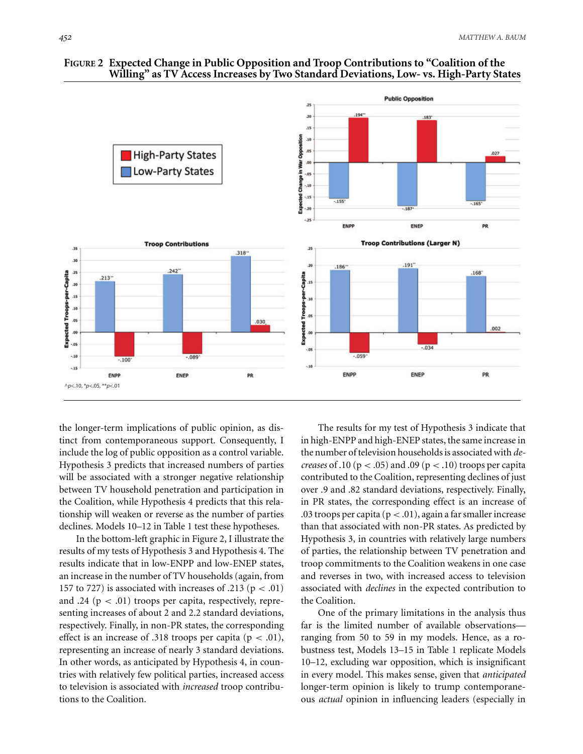**Figure 2 Expected Change in Public Opposition and Troop Contributions to "Coalition of the Willing" as TV Access Increases by Two Standard Deviations, Low- vs. High-Party States**

High-Party States
Low-Party States

Public Opposition
Expected Change in War Opposition
.25 .20 .15 .10 .05 .00 -.05 -.10 -.15 -.20 -.25
.194** .183* .027
-.155* -.187* -.165*
ENPP ENEP PR

Troop Contributions
Expected Troops-per-Capita
.35 .30 .25 .20 .15 .10 .05 .00 -.05 -.10 -.15
.213** .242** .318** .030
-.100* -.089^
ENPP ENEP PR

Troop Contributions (Larger N)
Expected Troops-per-Capita
.25 .20 .15 .10 .05 .00 -.05 -.10
.186** .191** .168* .002
-.059* -.034
ENPP ENEP PR

^p<.10, *p<.05, **p<.01

the longer-term implications of public opinion, as distinct from contemporaneous support. Consequently, I include the log of public opposition as a control variable. Hypothesis 3 predicts that increased numbers of parties will be associated with a stronger negative relationship between TV household penetration and participation in the Coalition, while Hypothesis 4 predicts that this relationship will weaken or reverse as the number of parties declines. Models 10–12 in Table 1 test these hypotheses.

In the bottom-left graphic in Figure 2, I illustrate the results of my tests of Hypothesis 3 and Hypothesis 4. The results indicate that in low-ENPP and low-ENEP states, an increase in the number of TV households (again, from 157 to 727) is associated with increases of .213 ($p < .01$) and .24 ($p < .01$) troops per capita, respectively, representing increases of about 2 and 2.2 standard deviations, respectively. Finally, in non-PR states, the corresponding effect is an increase of .318 troops per capita ($p < .01$), representing an increase of nearly 3 standard deviations. In other words, as anticipated by Hypothesis 4, in countries with relatively few political parties, increased access to television is associated with *increased* troop contributions to the Coalition.

The results for my test of Hypothesis 3 indicate that in high-ENPP and high-ENEP states, the same increase in the number of television households is associated with *decreases* of .10 ($p < .05$) and .09 ($p < .10$) troops per capita contributed to the Coalition, representing declines of just over .9 and .82 standard deviations, respectively. Finally, in PR states, the corresponding effect is an increase of .03 troops per capita ($p < .01$), again a far smaller increase than that associated with non-PR states. As predicted by Hypothesis 3, in countries with relatively large numbers of parties, the relationship between TV penetration and troop commitments to the Coalition weakens in one case and reverses in two, with increased access to television associated with *declines* in the expected contribution to the Coalition.

One of the primary limitations in the analysis thus far is the limited number of available observations—ranging from 50 to 59 in my models. Hence, as a robustness test, Models 13–15 in Table 1 replicate Models 10–12, excluding war opposition, which is insignificant in every model. This makes sense, given that *anticipated* longer-term opinion is likely to trump contemporaneous *actual* opinion in influencing leaders (especially in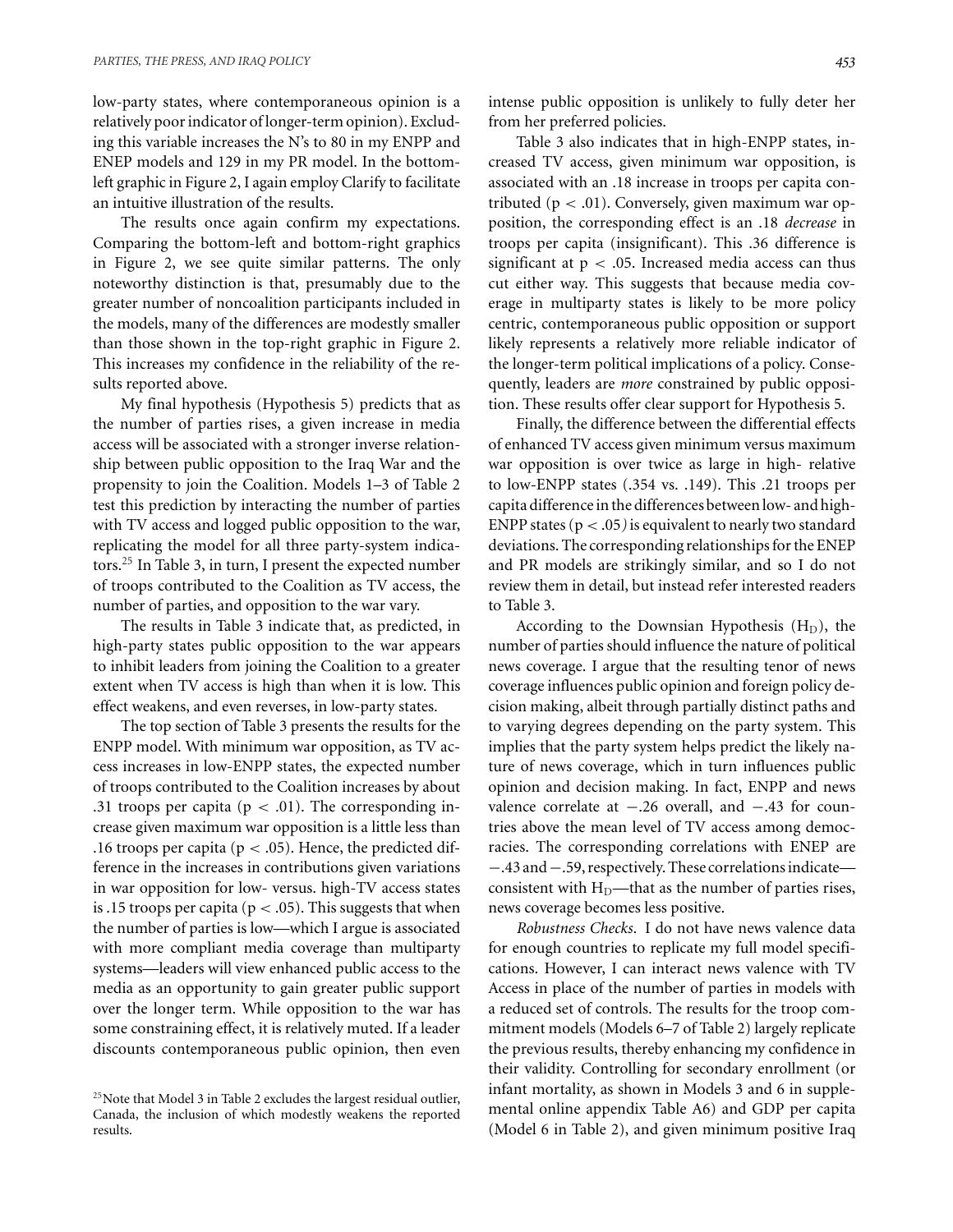low-party states, where contemporaneous opinion is a relatively poor indicator of longer-term opinion). Excluding this variable increases the N's to 80 in my ENPP and ENEP models and 129 in my PR model. In the bottom-left graphic in Figure 2, I again employ Clarify to facilitate an intuitive illustration of the results.

The results once again confirm my expectations. Comparing the bottom-left and bottom-right graphics in Figure 2, we see quite similar patterns. The only noteworthy distinction is that, presumably due to the greater number of noncoalition participants included in the models, many of the differences are modestly smaller than those shown in the top-right graphic in Figure 2. This increases my confidence in the reliability of the results reported above.

My final hypothesis (Hypothesis 5) predicts that as the number of parties rises, a given increase in media access will be associated with a stronger inverse relationship between public opposition to the Iraq War and the propensity to join the Coalition. Models 1–3 of Table 2 test this prediction by interacting the number of parties with TV access and logged public opposition to the war, replicating the model for all three party-system indicators.[25] In Table 3, in turn, I present the expected number of troops contributed to the Coalition as TV access, the number of parties, and opposition to the war vary.

The results in Table 3 indicate that, as predicted, in high-party states public opposition to the war appears to inhibit leaders from joining the Coalition to a greater extent when TV access is high than when it is low. This effect weakens, and even reverses, in low-party states.

The top section of Table 3 presents the results for the ENPP model. With minimum war opposition, as TV access increases in low-ENPP states, the expected number of troops contributed to the Coalition increases by about .31 troops per capita ($p < .01$). The corresponding increase given maximum war opposition is a little less than .16 troops per capita ($p < .05$). Hence, the predicted difference in the increases in contributions given variations in war opposition for low- versus. high-TV access states is .15 troops per capita ($p < .05$). This suggests that when the number of parties is low—which I argue is associated with more compliant media coverage than multiparty systems—leaders will view enhanced public access to the media as an opportunity to gain greater public support over the longer term. While opposition to the war has some constraining effect, it is relatively muted. If a leader discounts contemporaneous public opinion, then even intense public opposition is unlikely to fully deter her from her preferred policies.

Table 3 also indicates that in high-ENPP states, increased TV access, given minimum war opposition, is associated with an .18 increase in troops per capita contributed ($p < .01$). Conversely, given maximum war opposition, the corresponding effect is an .18 *decrease* in troops per capita (insignificant). This .36 difference is significant at $p < .05$. Increased media access can thus cut either way. This suggests that because media coverage in multiparty states is likely to be more policy centric, contemporaneous public opposition or support likely represents a relatively more reliable indicator of the longer-term political implications of a policy. Consequently, leaders are *more* constrained by public opposition. These results offer clear support for Hypothesis 5.

Finally, the difference between the differential effects of enhanced TV access given minimum versus maximum war opposition is over twice as large in high- relative to low-ENPP states (.354 vs. .149). This .21 troops per capita difference in the differences between low- and high-ENPP states ($p < .05$) is equivalent to nearly two standard deviations. The corresponding relationships for the ENEP and PR models are strikingly similar, and so I do not review them in detail, but instead refer interested readers to Table 3.

According to the Downsian Hypothesis ($H_D$), the number of parties should influence the nature of political news coverage. I argue that the resulting tenor of news coverage influences public opinion and foreign policy decision making, albeit through partially distinct paths and to varying degrees depending on the party system. This implies that the party system helps predict the likely nature of news coverage, which in turn influences public opinion and decision making. In fact, ENPP and news valence correlate at $-.26$ overall, and $-.43$ for countries above the mean level of TV access among democracies. The corresponding correlations with ENEP are $-.43$ and $-.59$, respectively. These correlations indicate—consistent with $H_D$—that as the number of parties rises, news coverage becomes less positive.

*Robustness Checks.* I do not have news valence data for enough countries to replicate my full model specifications. However, I can interact news valence with TV Access in place of the number of parties in models with a reduced set of controls. The results for the troop commitment models (Models 6–7 of Table 2) largely replicate the previous results, thereby enhancing my confidence in their validity. Controlling for secondary enrollment (or infant mortality, as shown in Models 3 and 6 in supplemental online appendix Table A6) and GDP per capita (Model 6 in Table 2), and given minimum positive Iraq

[25]Note that Model 3 in Table 2 excludes the largest residual outlier, Canada, the inclusion of which modestly weakens the reported results.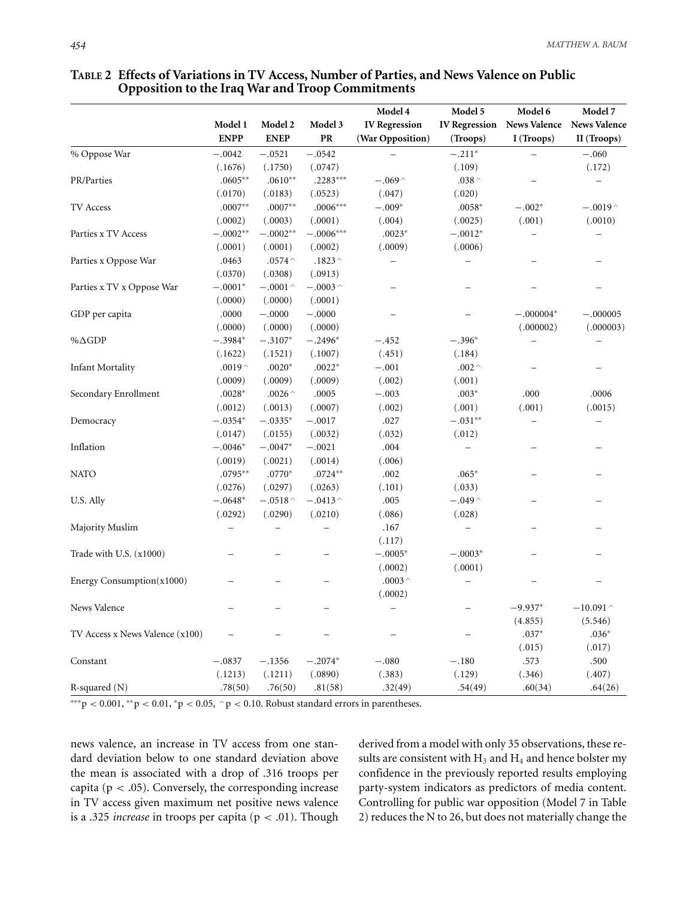**TABLE 2 Effects of Variations in TV Access, Number of Parties, and News Valence on Public Opposition to the Iraq War and Troop Commitments**

| | Model 1 ENPP | Model 2 ENEP | Model 3 PR | Model 4 IV Regression (War Opposition) | Model 5 IV Regression (Troops) | Model 6 News Valence I (Troops) | Model 7 News Valence II (Troops) |
|---|---|---|---|---|---|---|---|
| % Oppose War | −.0042 | −.0521 | −.0542 | – | −.211* | – | −.060 |
| | (.1676) | (.1750) | (.0747) | | (.109) | | (.172) |
| PR/Parties | .0605** | .0610** | .2283*** | −.069^ | .038^ | – | – |
| | (.0170) | (.0183) | (.0523) | (.047) | (.020) | | |
| TV Access | .0007** | .0007** | .0006*** | −.009* | .0058* | −.002* | −.0019^ |
| | (.0002) | (.0003) | (.0001) | (.004) | (.0025) | (.001) | (.0010) |
| Parties x TV Access | −.0002** | −.0002** | −.0006*** | .0023* | −.0012* | – | – |
| | (.0001) | (.0001) | (.0002) | (.0009) | (.0006) | | |
| Parties x Oppose War | .0463 | .0574^ | .1823^ | – | – | – | – |
| | (.0370) | (.0308) | (.0913) | | | | |
| Parties x TV x Oppose War | −.0001* | −.0001^ | −.0003^ | – | – | – | – |
| | (.0000) | (.0000) | (.0001) | | | | |
| GDP per capita | .0000 | −.0000 | −.0000 | – | – | −.000004* | −.000005 |
| | (.0000) | (.0000) | (.0000) | | | (.000002) | (.000003) |
| %ΔGDP | −.3984* | −.3107* | −.2496* | −.452 | −.396* | – | – |
| | (.1622) | (.1521) | (.1007) | (.451) | (.184) | | |
| Infant Mortality | .0019^ | .0020* | .0022* | −.001 | .002^ | – | – |
| | (.0009) | (.0009) | (.0009) | (.002) | (.001) | | |
| Secondary Enrollment | .0028* | .0026^ | .0005 | −.003 | .003* | .000 | .0006 |
| | (.0012) | (.0013) | (.0007) | (.002) | (.001) | (.001) | (.0015) |
| Democracy | −.0354* | −.0335* | −.0017 | .027 | −.031** | – | – |
| | (.0147) | (.0155) | (.0032) | (.032) | (.012) | | |
| Inflation | −.0046* | −.0047* | −.0021 | .004 | – | – | – |
| | (.0019) | (.0021) | (.0014) | (.006) | | | |
| NATO | .0795** | .0770* | .0724** | .002 | .065* | – | – |
| | (.0276) | (.0297) | (.0263) | (.101) | (.033) | | |
| U.S. Ally | −.0648* | −.0518^ | −.0413^ | .005 | −.049^ | – | – |
| | (.0292) | (.0290) | (.0210) | (.086) | (.028) | | |
| Majority Muslim | – | – | – | .167 | – | – | – |
| | | | | (.117) | | | |
| Trade with U.S. (x1000) | – | – | – | −.0005* | −.0003* | – | – |
| | | | | (.0002) | (.0001) | | |
| Energy Consumption(x1000) | – | – | – | .0003^ | – | – | – |
| | | | | (.0002) | | | |
| News Valence | – | – | – | – | – | −9.937* | −10.091^ |
| | | | | | | (4.855) | (5.546) |
| TV Access x News Valence (x100) | – | – | – | – | – | .037* | .036* |
| | | | | | | (.015) | (.017) |
| Constant | −.0837 | −.1356 | −.2074* | −.080 | −.180 | .573 | .500 |
| | (.1213) | (.1211) | (.0890) | (.383) | (.129) | (.346) | (.407) |
| R-squared (N) | .78(50) | .76(50) | .81(58) | .32(49) | .54(49) | .60(34) | .64(26) |

***$p < 0.001$, **$p < 0.01$, *$p < 0.05$, ^$p < 0.10$. Robust standard errors in parentheses.

news valence, an increase in TV access from one standard deviation below to one standard deviation above the mean is associated with a drop of .316 troops per capita ($p < .05$). Conversely, the corresponding increase in TV access given maximum net positive news valence is a .325 *increase* in troops per capita ($p < .01$). Though derived from a model with only 35 observations, these results are consistent with $H_3$ and $H_4$ and hence bolster my confidence in the previously reported results employing party-system indicators as predictors of media content. Controlling for public war opposition (Model 7 in Table 2) reduces the N to 26, but does not materially change the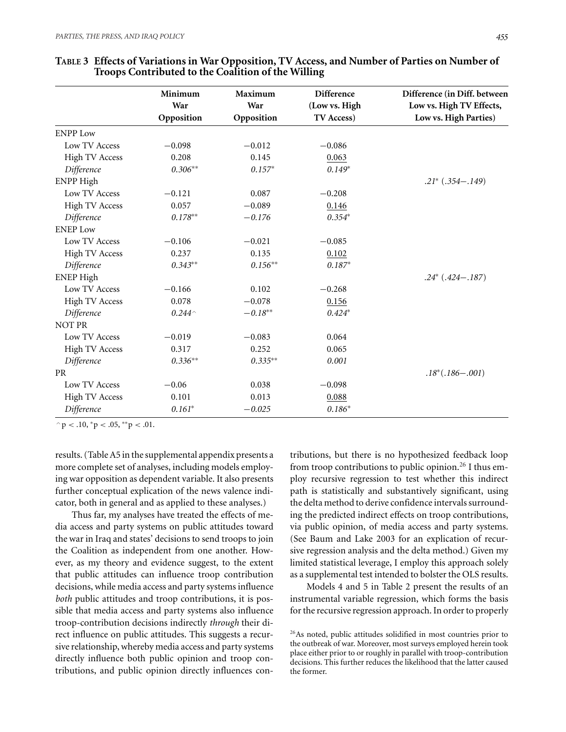**TABLE 3 Effects of Variations in War Opposition, TV Access, and Number of Parties on Number of Troops Contributed to the Coalition of the Willing**

| | Minimum War Opposition | Maximum War Opposition | Difference (Low vs. High TV Access) | Difference (in Diff. between Low vs. High TV Effects, Low vs. High Parties) |
|---|---|---|---|---|
| ENPP Low | | | | |
| Low TV Access | −0.098 | −0.012 | −0.086 | |
| High TV Access | 0.208 | 0.145 | 0.063 | |
| *Difference* | *0.306*** | *0.157** | *0.149** | |
| ENPP High | | | | *.21** (*.354−.149*) |
| Low TV Access | −0.121 | 0.087 | −0.208 | |
| High TV Access | 0.057 | −0.089 | 0.146 | |
| *Difference* | *0.178*** | *−0.176* | *0.354** | |
| ENEP Low | | | | |
| Low TV Access | −0.106 | −0.021 | −0.085 | |
| High TV Access | 0.237 | 0.135 | 0.102 | |
| *Difference* | *0.343*** | *0.156*** | *0.187** | |
| ENEP High | | | | *.24** (*.424−.187*) |
| Low TV Access | −0.166 | 0.102 | −0.268 | |
| High TV Access | 0.078 | −0.078 | 0.156 | |
| *Difference* | *0.244^* | *−0.18*** | *0.424** | |
| NOT PR | | | | |
| Low TV Access | −0.019 | −0.083 | 0.064 | |
| High TV Access | 0.317 | 0.252 | 0.065 | |
| *Difference* | *0.336*** | *0.335*** | *0.001* | |
| PR | | | | *.18**(*.186−.001*) |
| Low TV Access | −0.06 | 0.038 | −0.098 | |
| High TV Access | 0.101 | 0.013 | 0.088 | |
| *Difference* | *0.161** | *−0.025* | *0.186** | |

^p < .10, *p < .05, **p < .01.

results. (Table A5 in the supplemental appendix presents a more complete set of analyses, including models employing war opposition as dependent variable. It also presents further conceptual explication of the news valence indicator, both in general and as applied to these analyses.)

Thus far, my analyses have treated the effects of media access and party systems on public attitudes toward the war in Iraq and states' decisions to send troops to join the Coalition as independent from one another. However, as my theory and evidence suggest, to the extent that public attitudes can influence troop contribution decisions, while media access and party systems influence *both* public attitudes and troop contributions, it is possible that media access and party systems also influence troop-contribution decisions indirectly *through* their direct influence on public attitudes. This suggests a recursive relationship, whereby media access and party systems directly influence both public opinion and troop contributions, and public opinion directly influences contributions, but there is no hypothesized feedback loop from troop contributions to public opinion.[26] I thus employ recursive regression to test whether this indirect path is statistically and substantively significant, using the delta method to derive confidence intervals surrounding the predicted indirect effects on troop contributions, via public opinion, of media access and party systems. (See Baum and Lake 2003 for an explication of recursive regression analysis and the delta method.) Given my limited statistical leverage, I employ this approach solely as a supplemental test intended to bolster the OLS results.

Models 4 and 5 in Table 2 present the results of an instrumental variable regression, which forms the basis for the recursive regression approach. In order to properly

[26]As noted, public attitudes solidified in most countries prior to the outbreak of war. Moreover, most surveys employed herein took place either prior to or roughly in parallel with troop-contribution decisions. This further reduces the likelihood that the latter caused the former.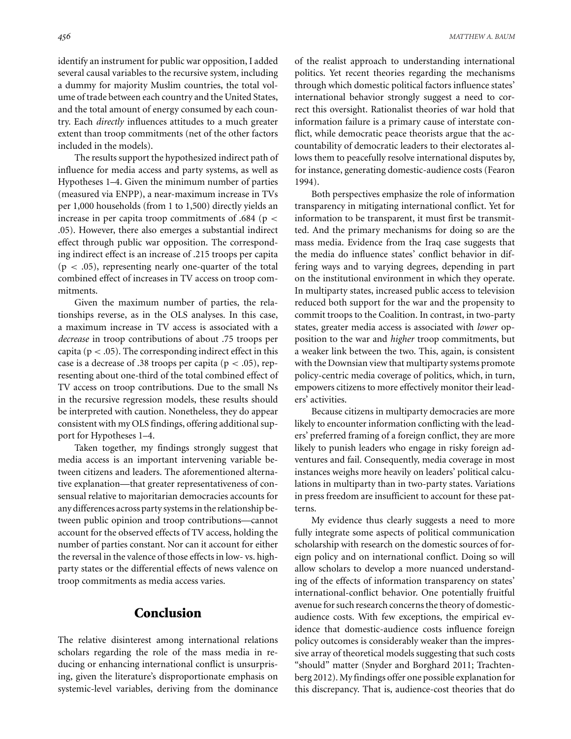identify an instrument for public war opposition, I added several causal variables to the recursive system, including a dummy for majority Muslim countries, the total volume of trade between each country and the United States, and the total amount of energy consumed by each country. Each *directly* influences attitudes to a much greater extent than troop commitments (net of the other factors included in the models).

The results support the hypothesized indirect path of influence for media access and party systems, as well as Hypotheses 1–4. Given the minimum number of parties (measured via ENPP), a near-maximum increase in TVs per 1,000 households (from 1 to 1,500) directly yields an increase in per capita troop commitments of .684 ($p < .05$). However, there also emerges a substantial indirect effect through public war opposition. The corresponding indirect effect is an increase of .215 troops per capita ($p < .05$), representing nearly one-quarter of the total combined effect of increases in TV access on troop commitments.

Given the maximum number of parties, the relationships reverse, as in the OLS analyses. In this case, a maximum increase in TV access is associated with a *decrease* in troop contributions of about .75 troops per capita ($p < .05$). The corresponding indirect effect in this case is a decrease of .38 troops per capita ($p < .05$), representing about one-third of the total combined effect of TV access on troop contributions. Due to the small Ns in the recursive regression models, these results should be interpreted with caution. Nonetheless, they do appear consistent with my OLS findings, offering additional support for Hypotheses 1–4.

Taken together, my findings strongly suggest that media access is an important intervening variable between citizens and leaders. The aforementioned alternative explanation—that greater representativeness of consensual relative to majoritarian democracies accounts for any differences across party systems in the relationship between public opinion and troop contributions—cannot account for the observed effects of TV access, holding the number of parties constant. Nor can it account for either the reversal in the valence of those effects in low- vs. high-party states or the differential effects of news valence on troop commitments as media access varies.

## Conclusion

The relative disinterest among international relations scholars regarding the role of the mass media in reducing or enhancing international conflict is unsurprising, given the literature's disproportionate emphasis on systemic-level variables, deriving from the dominance of the realist approach to understanding international politics. Yet recent theories regarding the mechanisms through which domestic political factors influence states' international behavior strongly suggest a need to correct this oversight. Rationalist theories of war hold that information failure is a primary cause of interstate conflict, while democratic peace theorists argue that the accountability of democratic leaders to their electorates allows them to peacefully resolve international disputes by, for instance, generating domestic-audience costs (Fearon 1994).

Both perspectives emphasize the role of information transparency in mitigating international conflict. Yet for information to be transparent, it must first be transmitted. And the primary mechanisms for doing so are the mass media. Evidence from the Iraq case suggests that the media do influence states' conflict behavior in differing ways and to varying degrees, depending in part on the institutional environment in which they operate. In multiparty states, increased public access to television reduced both support for the war and the propensity to commit troops to the Coalition. In contrast, in two-party states, greater media access is associated with *lower* opposition to the war and *higher* troop commitments, but a weaker link between the two. This, again, is consistent with the Downsian view that multiparty systems promote policy-centric media coverage of politics, which, in turn, empowers citizens to more effectively monitor their leaders' activities.

Because citizens in multiparty democracies are more likely to encounter information conflicting with the leaders' preferred framing of a foreign conflict, they are more likely to punish leaders who engage in risky foreign adventures and fail. Consequently, media coverage in most instances weighs more heavily on leaders' political calculations in multiparty than in two-party states. Variations in press freedom are insufficient to account for these patterns.

My evidence thus clearly suggests a need to more fully integrate some aspects of political communication scholarship with research on the domestic sources of foreign policy and on international conflict. Doing so will allow scholars to develop a more nuanced understanding of the effects of information transparency on states' international-conflict behavior. One potentially fruitful avenue for such research concerns the theory of domestic-audience costs. With few exceptions, the empirical evidence that domestic-audience costs influence foreign policy outcomes is considerably weaker than the impressive array of theoretical models suggesting that such costs "should" matter (Snyder and Borghard 2011; Trachtenberg 2012). My findings offer one possible explanation for this discrepancy. That is, audience-cost theories that do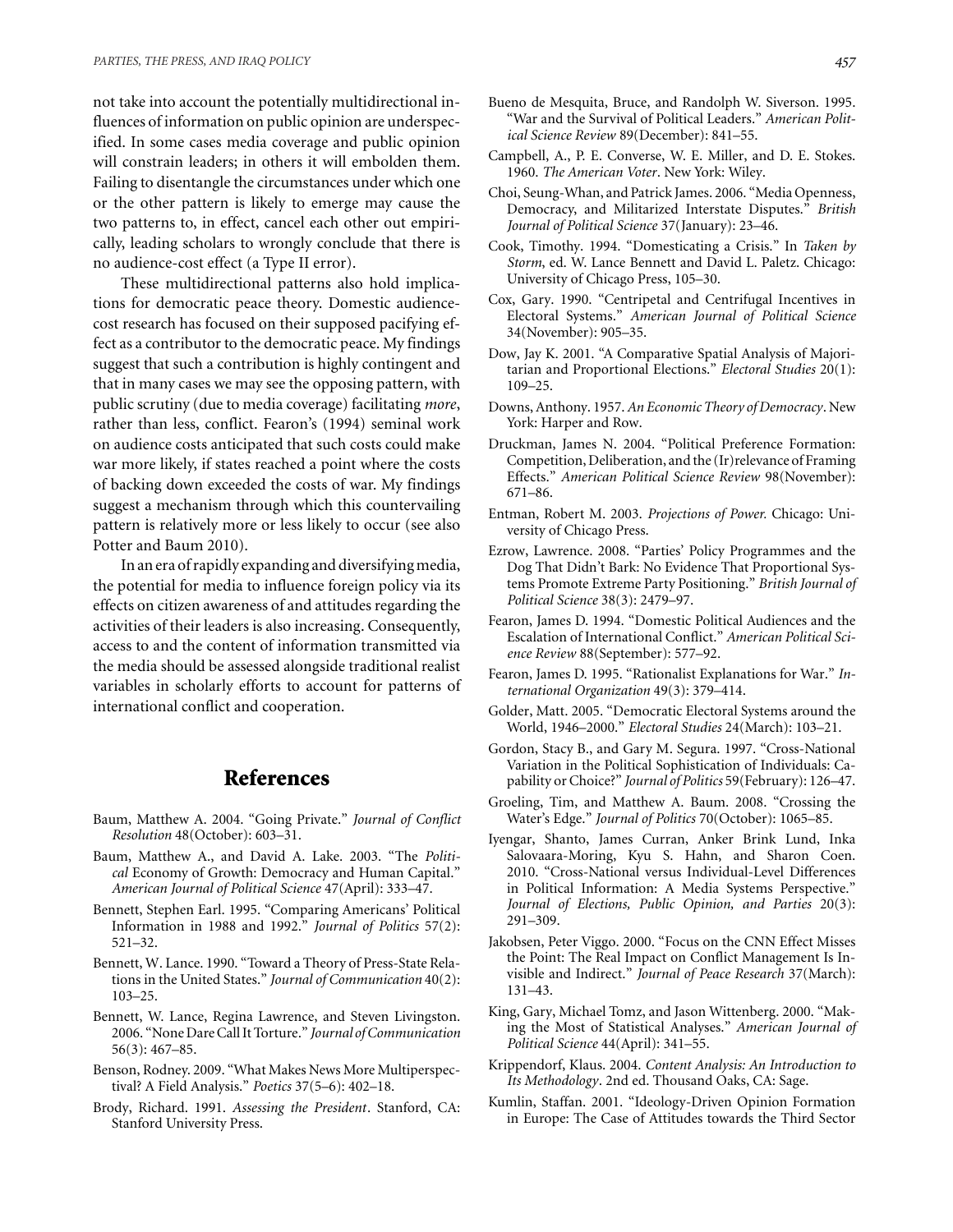not take into account the potentially multidirectional influences of information on public opinion are underspecified. In some cases media coverage and public opinion will constrain leaders; in others it will embolden them. Failing to disentangle the circumstances under which one or the other pattern is likely to emerge may cause the two patterns to, in effect, cancel each other out empirically, leading scholars to wrongly conclude that there is no audience-cost effect (a Type II error).

These multidirectional patterns also hold implications for democratic peace theory. Domestic audience-cost research has focused on their supposed pacifying effect as a contributor to the democratic peace. My findings suggest that such a contribution is highly contingent and that in many cases we may see the opposing pattern, with public scrutiny (due to media coverage) facilitating *more*, rather than less, conflict. Fearon's (1994) seminal work on audience costs anticipated that such costs could make war more likely, if states reached a point where the costs of backing down exceeded the costs of war. My findings suggest a mechanism through which this countervailing pattern is relatively more or less likely to occur (see also Potter and Baum 2010).

In an era of rapidly expanding and diversifying media, the potential for media to influence foreign policy via its effects on citizen awareness of and attitudes regarding the activities of their leaders is also increasing. Consequently, access to and the content of information transmitted via the media should be assessed alongside traditional realist variables in scholarly efforts to account for patterns of international conflict and cooperation.

## References

Baum, Matthew A. 2004. "Going Private." *Journal of Conflict Resolution* 48(October): 603–31.

Baum, Matthew A., and David A. Lake. 2003. "The *Political* Economy of Growth: Democracy and Human Capital." *American Journal of Political Science* 47(April): 333–47.

Bennett, Stephen Earl. 1995. "Comparing Americans' Political Information in 1988 and 1992." *Journal of Politics* 57(2): 521–32.

Bennett, W. Lance. 1990. "Toward a Theory of Press-State Relations in the United States." *Journal of Communication* 40(2): 103–25.

Bennett, W. Lance, Regina Lawrence, and Steven Livingston. 2006. "None Dare Call It Torture." *Journal of Communication* 56(3): 467–85.

Benson, Rodney. 2009. "What Makes News More Multiperspectival? A Field Analysis." *Poetics* 37(5–6): 402–18.

Brody, Richard. 1991. *Assessing the President*. Stanford, CA: Stanford University Press.

Bueno de Mesquita, Bruce, and Randolph W. Siverson. 1995. "War and the Survival of Political Leaders." *American Political Science Review* 89(December): 841–55.

Campbell, A., P. E. Converse, W. E. Miller, and D. E. Stokes. 1960. *The American Voter*. New York: Wiley.

Choi, Seung-Whan, and Patrick James. 2006. "Media Openness, Democracy, and Militarized Interstate Disputes." *British Journal of Political Science* 37(January): 23–46.

Cook, Timothy. 1994. "Domesticating a Crisis." In *Taken by Storm*, ed. W. Lance Bennett and David L. Paletz. Chicago: University of Chicago Press, 105–30.

Cox, Gary. 1990. "Centripetal and Centrifugal Incentives in Electoral Systems." *American Journal of Political Science* 34(November): 905–35.

Dow, Jay K. 2001. "A Comparative Spatial Analysis of Majoritarian and Proportional Elections." *Electoral Studies* 20(1): 109–25.

Downs, Anthony. 1957. *An Economic Theory of Democracy*. New York: Harper and Row.

Druckman, James N. 2004. "Political Preference Formation: Competition, Deliberation, and the (Ir)relevance of Framing Effects." *American Political Science Review* 98(November): 671–86.

Entman, Robert M. 2003. *Projections of Power.* Chicago: University of Chicago Press.

Ezrow, Lawrence. 2008. "Parties' Policy Programmes and the Dog That Didn't Bark: No Evidence That Proportional Systems Promote Extreme Party Positioning." *British Journal of Political Science* 38(3): 2479–97.

Fearon, James D. 1994. "Domestic Political Audiences and the Escalation of International Conflict." *American Political Science Review* 88(September): 577–92.

Fearon, James D. 1995. "Rationalist Explanations for War." *International Organization* 49(3): 379–414.

Golder, Matt. 2005. "Democratic Electoral Systems around the World, 1946–2000." *Electoral Studies* 24(March): 103–21.

Gordon, Stacy B., and Gary M. Segura. 1997. "Cross-National Variation in the Political Sophistication of Individuals: Capability or Choice?" *Journal of Politics* 59(February): 126–47.

Groeling, Tim, and Matthew A. Baum. 2008. "Crossing the Water's Edge." *Journal of Politics* 70(October): 1065–85.

Iyengar, Shanto, James Curran, Anker Brink Lund, Inka Salovaara-Moring, Kyu S. Hahn, and Sharon Coen. 2010. "Cross-National versus Individual-Level Differences in Political Information: A Media Systems Perspective." *Journal of Elections, Public Opinion, and Parties* 20(3): 291–309.

Jakobsen, Peter Viggo. 2000. "Focus on the CNN Effect Misses the Point: The Real Impact on Conflict Management Is Invisible and Indirect." *Journal of Peace Research* 37(March): 131–43.

King, Gary, Michael Tomz, and Jason Wittenberg. 2000. "Making the Most of Statistical Analyses." *American Journal of Political Science* 44(April): 341–55.

Krippendorf, Klaus. 2004. *Content Analysis: An Introduction to Its Methodology*. 2nd ed. Thousand Oaks, CA: Sage.

Kumlin, Staffan. 2001. "Ideology-Driven Opinion Formation in Europe: The Case of Attitudes towards the Third Sector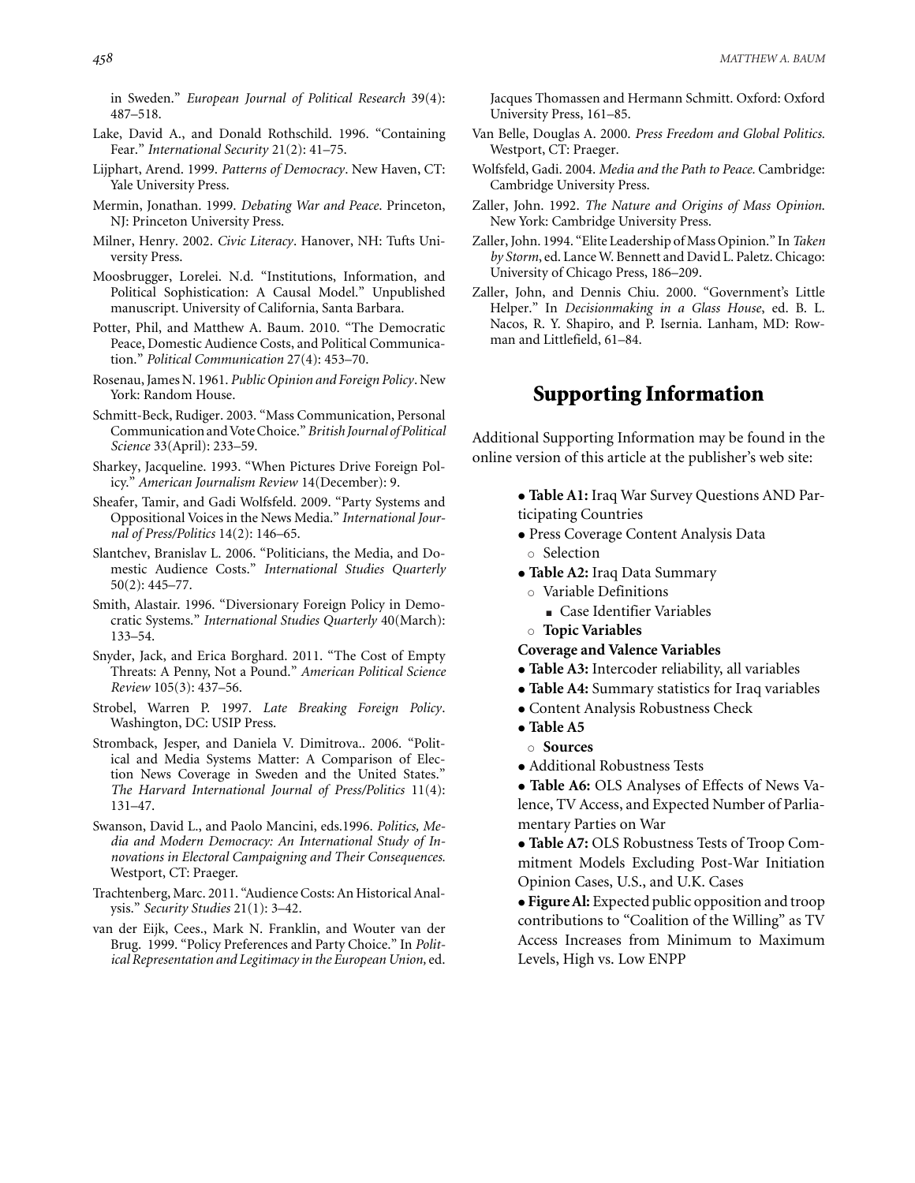in Sweden." *European Journal of Political Research* 39(4): 487–518.

Lake, David A., and Donald Rothschild. 1996. "Containing Fear." *International Security* 21(2): 41–75.

Lijphart, Arend. 1999. *Patterns of Democracy*. New Haven, CT: Yale University Press.

Mermin, Jonathan. 1999. *Debating War and Peace*. Princeton, NJ: Princeton University Press.

Milner, Henry. 2002. *Civic Literacy*. Hanover, NH: Tufts University Press.

Moosbrugger, Lorelei. N.d. "Institutions, Information, and Political Sophistication: A Causal Model." Unpublished manuscript. University of California, Santa Barbara.

Potter, Phil, and Matthew A. Baum. 2010. "The Democratic Peace, Domestic Audience Costs, and Political Communication." *Political Communication* 27(4): 453–70.

Rosenau, James N. 1961. *Public Opinion and Foreign Policy*. New York: Random House.

Schmitt-Beck, Rudiger. 2003. "Mass Communication, Personal Communication and Vote Choice." *British Journal of Political Science* 33(April): 233–59.

Sharkey, Jacqueline. 1993. "When Pictures Drive Foreign Policy." *American Journalism Review* 14(December): 9.

Sheafer, Tamir, and Gadi Wolfsfeld. 2009. "Party Systems and Oppositional Voices in the News Media." *International Journal of Press/Politics* 14(2): 146–65.

Slantchev, Branislav L. 2006. "Politicians, the Media, and Domestic Audience Costs." *International Studies Quarterly* 50(2): 445–77.

Smith, Alastair. 1996. "Diversionary Foreign Policy in Democratic Systems." *International Studies Quarterly* 40(March): 133–54.

Snyder, Jack, and Erica Borghard. 2011. "The Cost of Empty Threats: A Penny, Not a Pound." *American Political Science Review* 105(3): 437–56.

Strobel, Warren P. 1997. *Late Breaking Foreign Policy*. Washington, DC: USIP Press.

Stromback, Jesper, and Daniela V. Dimitrova.. 2006. "Political and Media Systems Matter: A Comparison of Election News Coverage in Sweden and the United States." *The Harvard International Journal of Press/Politics* 11(4): 131–47.

Swanson, David L., and Paolo Mancini, eds.1996. *Politics, Media and Modern Democracy: An International Study of Innovations in Electoral Campaigning and Their Consequences.* Westport, CT: Praeger.

Trachtenberg, Marc. 2011. "Audience Costs: An Historical Analysis." *Security Studies* 21(1): 3–42.

van der Eijk, Cees., Mark N. Franklin, and Wouter van der Brug. 1999. "Policy Preferences and Party Choice." In *Political Representation and Legitimacy in the European Union,* ed. Jacques Thomassen and Hermann Schmitt. Oxford: Oxford University Press, 161–85.

Van Belle, Douglas A. 2000. *Press Freedom and Global Politics.* Westport, CT: Praeger.

Wolfsfeld, Gadi. 2004. *Media and the Path to Peace.* Cambridge: Cambridge University Press.

Zaller, John. 1992. *The Nature and Origins of Mass Opinion.* New York: Cambridge University Press.

Zaller, John. 1994. "Elite Leadership of Mass Opinion." In *Taken by Storm*, ed. Lance W. Bennett and David L. Paletz. Chicago: University of Chicago Press, 186–209.

Zaller, John, and Dennis Chiu. 2000. "Government's Little Helper." In *Decisionmaking in a Glass House*, ed. B. L. Nacos, R. Y. Shapiro, and P. Isernia. Lanham, MD: Rowman and Littlefield, 61–84.

## Supporting Information

Additional Supporting Information may be found in the online version of this article at the publisher's web site:

- **Table A1:** Iraq War Survey Questions AND Participating Countries
- Press Coverage Content Analysis Data
  - Selection
- **Table A2:** Iraq Data Summary
  - Variable Definitions
    - Case Identifier Variables
  - **Topic Variables**

**Coverage and Valence Variables**

- **Table A3:** Intercoder reliability, all variables
- **Table A4:** Summary statistics for Iraq variables
- Content Analysis Robustness Check
- **Table A5**
  - **Sources**
- Additional Robustness Tests
- **Table A6:** OLS Analyses of Effects of News Valence, TV Access, and Expected Number of Parliamentary Parties on War
- **Table A7:** OLS Robustness Tests of Troop Commitment Models Excluding Post-War Initiation Opinion Cases, U.S., and U.K. Cases
- **Figure Al:** Expected public opposition and troop contributions to "Coalition of the Willing" as TV Access Increases from Minimum to Maximum Levels, High vs. Low ENPP